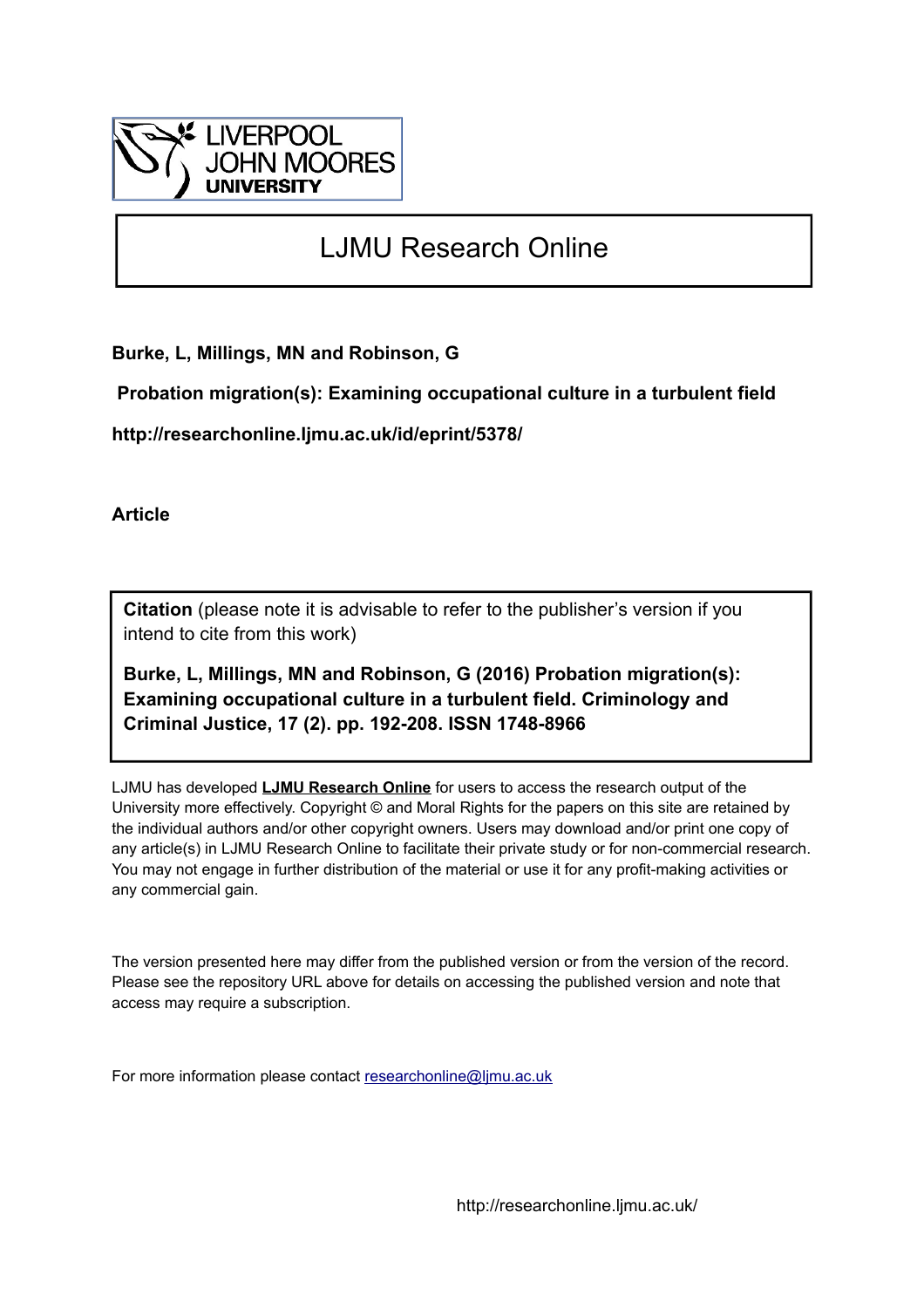LIVERPOOL JOHN MOORES UNIVERSITY

# LJMU Research Online

**Burke, L, Millings, MN and Robinson, G**

**Probation migration(s): Examining occupational culture in a turbulent field**

**http://researchonline.ljmu.ac.uk/id/eprint/5378/**

**Article**

**Citation** (please note it is advisable to refer to the publisher's version if you intend to cite from this work)

**Burke, L, Millings, MN and Robinson, G (2016) Probation migration(s): Examining occupational culture in a turbulent field. Criminology and Criminal Justice, 17 (2). pp. 192-208. ISSN 1748-8966**

LJMU has developed **LJMU Research Online** for users to access the research output of the University more effectively. Copyright © and Moral Rights for the papers on this site are retained by the individual authors and/or other copyright owners. Users may download and/or print one copy of any article(s) in LJMU Research Online to facilitate their private study or for non-commercial research. You may not engage in further distribution of the material or use it for any profit-making activities or any commercial gain.

The version presented here may differ from the published version or from the version of the record. Please see the repository URL above for details on accessing the published version and note that access may require a subscription.

For more information please contact researchonline@ljmu.ac.uk

http://researchonline.ljmu.ac.uk/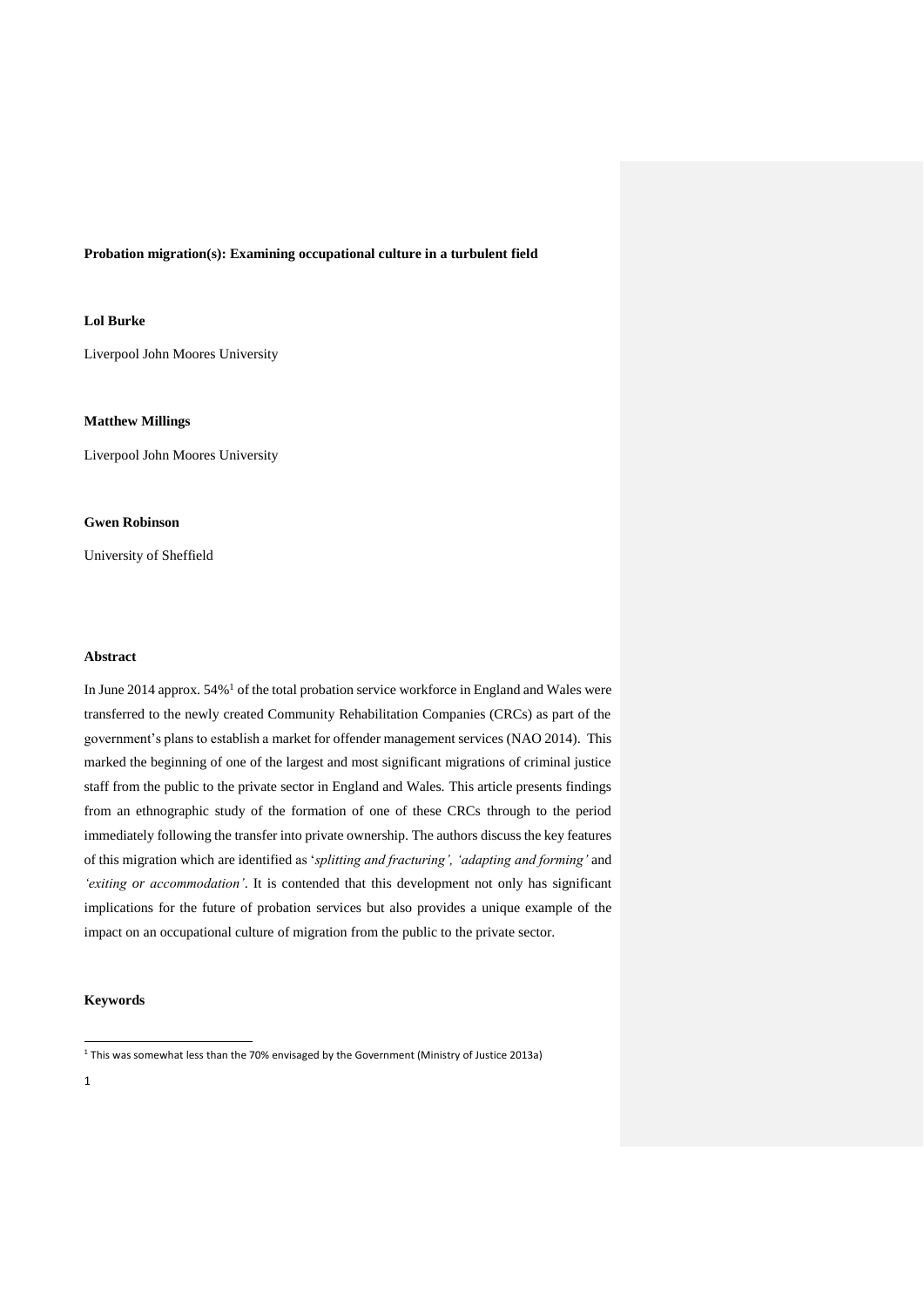**Probation migration(s): Examining occupational culture in a turbulent field**

**Lol Burke**

Liverpool John Moores University

**Matthew Millings**

Liverpool John Moores University

**Gwen Robinson**

University of Sheffield

**Abstract**

In June 2014 approx. 54%[1] of the total probation service workforce in England and Wales were transferred to the newly created Community Rehabilitation Companies (CRCs) as part of the government's plans to establish a market for offender management services (NAO 2014). This marked the beginning of one of the largest and most significant migrations of criminal justice staff from the public to the private sector in England and Wales. This article presents findings from an ethnographic study of the formation of one of these CRCs through to the period immediately following the transfer into private ownership. The authors discuss the key features of this migration which are identified as '*splitting and fracturing', 'adapting and forming'* and *'exiting or accommodation'*. It is contended that this development not only has significant implications for the future of probation services but also provides a unique example of the impact on an occupational culture of migration from the public to the private sector.

**Keywords**

[1] This was somewhat less than the 70% envisaged by the Government (Ministry of Justice 2013a)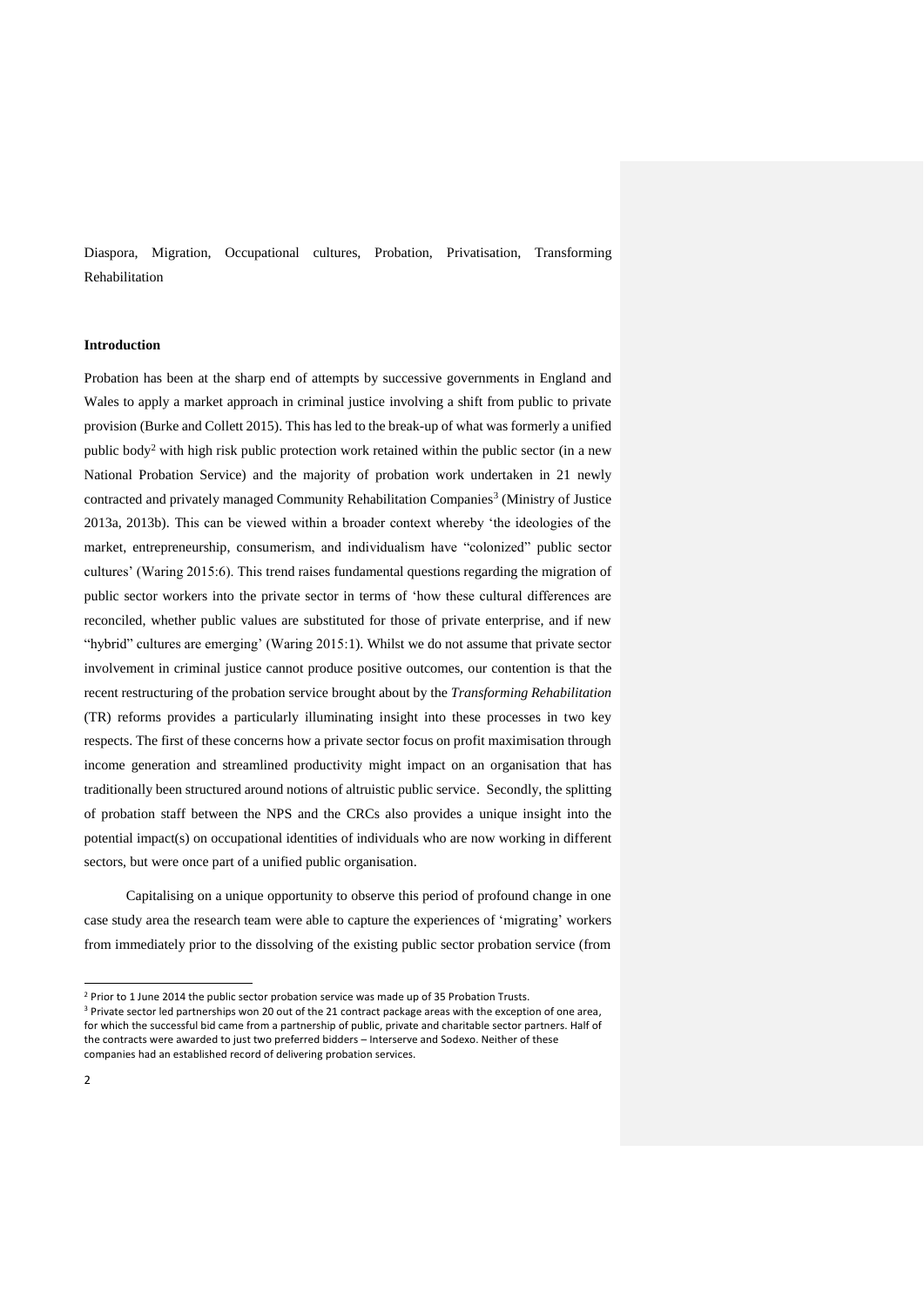Diaspora, Migration, Occupational cultures, Probation, Privatisation, Transforming Rehabilitation

## Introduction

Probation has been at the sharp end of attempts by successive governments in England and Wales to apply a market approach in criminal justice involving a shift from public to private provision (Burke and Collett 2015). This has led to the break-up of what was formerly a unified public body[2] with high risk public protection work retained within the public sector (in a new National Probation Service) and the majority of probation work undertaken in 21 newly contracted and privately managed Community Rehabilitation Companies[3] (Ministry of Justice 2013a, 2013b). This can be viewed within a broader context whereby 'the ideologies of the market, entrepreneurship, consumerism, and individualism have "colonized" public sector cultures' (Waring 2015:6). This trend raises fundamental questions regarding the migration of public sector workers into the private sector in terms of 'how these cultural differences are reconciled, whether public values are substituted for those of private enterprise, and if new "hybrid" cultures are emerging' (Waring 2015:1). Whilst we do not assume that private sector involvement in criminal justice cannot produce positive outcomes, our contention is that the recent restructuring of the probation service brought about by the *Transforming Rehabilitation* (TR) reforms provides a particularly illuminating insight into these processes in two key respects. The first of these concerns how a private sector focus on profit maximisation through income generation and streamlined productivity might impact on an organisation that has traditionally been structured around notions of altruistic public service. Secondly, the splitting of probation staff between the NPS and the CRCs also provides a unique insight into the potential impact(s) on occupational identities of individuals who are now working in different sectors, but were once part of a unified public organisation.

Capitalising on a unique opportunity to observe this period of profound change in one case study area the research team were able to capture the experiences of 'migrating' workers from immediately prior to the dissolving of the existing public sector probation service (from

[2] Prior to 1 June 2014 the public sector probation service was made up of 35 Probation Trusts.

[3] Private sector led partnerships won 20 out of the 21 contract package areas with the exception of one area, for which the successful bid came from a partnership of public, private and charitable sector partners. Half of the contracts were awarded to just two preferred bidders – Interserve and Sodexo. Neither of these companies had an established record of delivering probation services.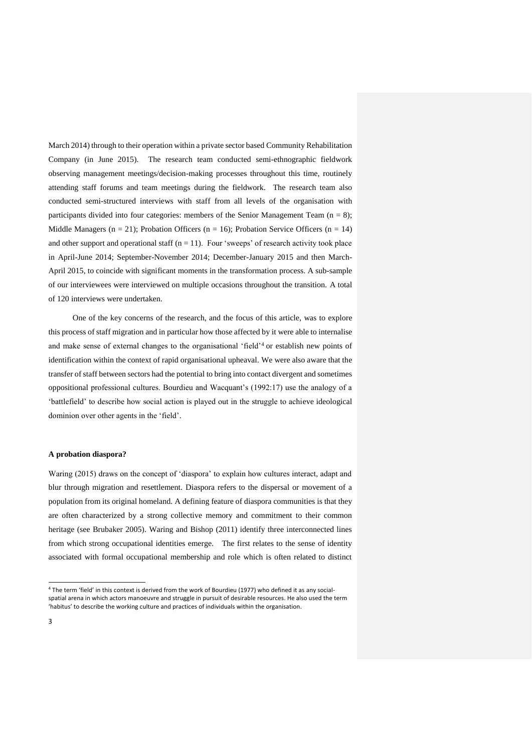March 2014) through to their operation within a private sector based Community Rehabilitation Company (in June 2015). The research team conducted semi-ethnographic fieldwork observing management meetings/decision-making processes throughout this time, routinely attending staff forums and team meetings during the fieldwork. The research team also conducted semi-structured interviews with staff from all levels of the organisation with participants divided into four categories: members of the Senior Management Team (n = 8); Middle Managers (n = 21); Probation Officers (n = 16); Probation Service Officers (n = 14) and other support and operational staff (n = 11). Four 'sweeps' of research activity took place in April-June 2014; September-November 2014; December-January 2015 and then March-April 2015, to coincide with significant moments in the transformation process. A sub-sample of our interviewees were interviewed on multiple occasions throughout the transition. A total of 120 interviews were undertaken.

One of the key concerns of the research, and the focus of this article, was to explore this process of staff migration and in particular how those affected by it were able to internalise and make sense of external changes to the organisational 'field'[4] or establish new points of identification within the context of rapid organisational upheaval. We were also aware that the transfer of staff between sectors had the potential to bring into contact divergent and sometimes oppositional professional cultures. Bourdieu and Wacquant's (1992:17) use the analogy of a 'battlefield' to describe how social action is played out in the struggle to achieve ideological dominion over other agents in the 'field'.

**A probation diaspora?**

Waring (2015) draws on the concept of 'diaspora' to explain how cultures interact, adapt and blur through migration and resettlement. Diaspora refers to the dispersal or movement of a population from its original homeland. A defining feature of diaspora communities is that they are often characterized by a strong collective memory and commitment to their common heritage (see Brubaker 2005). Waring and Bishop (2011) identify three interconnected lines from which strong occupational identities emerge. The first relates to the sense of identity associated with formal occupational membership and role which is often related to distinct

[4] The term 'field' in this context is derived from the work of Bourdieu (1977) who defined it as any social-spatial arena in which actors manoeuvre and struggle in pursuit of desirable resources. He also used the term 'habitus' to describe the working culture and practices of individuals within the organisation.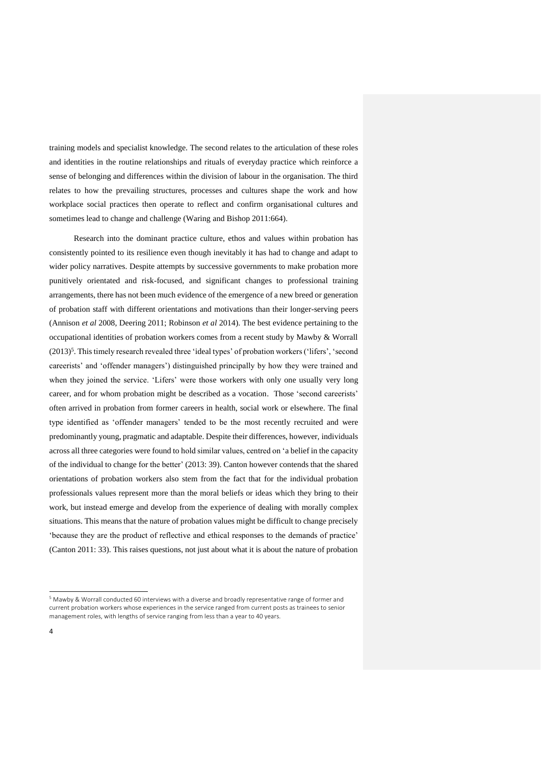training models and specialist knowledge. The second relates to the articulation of these roles and identities in the routine relationships and rituals of everyday practice which reinforce a sense of belonging and differences within the division of labour in the organisation. The third relates to how the prevailing structures, processes and cultures shape the work and how workplace social practices then operate to reflect and confirm organisational cultures and sometimes lead to change and challenge (Waring and Bishop 2011:664).

Research into the dominant practice culture, ethos and values within probation has consistently pointed to its resilience even though inevitably it has had to change and adapt to wider policy narratives. Despite attempts by successive governments to make probation more punitively orientated and risk-focused, and significant changes to professional training arrangements, there has not been much evidence of the emergence of a new breed or generation of probation staff with different orientations and motivations than their longer-serving peers (Annison *et al* 2008, Deering 2011; Robinson *et al* 2014). The best evidence pertaining to the occupational identities of probation workers comes from a recent study by Mawby & Worrall (2013)[5]. This timely research revealed three 'ideal types' of probation workers ('lifers', 'second careerists' and 'offender managers') distinguished principally by how they were trained and when they joined the service. 'Lifers' were those workers with only one usually very long career, and for whom probation might be described as a vocation. Those 'second careerists' often arrived in probation from former careers in health, social work or elsewhere. The final type identified as 'offender managers' tended to be the most recently recruited and were predominantly young, pragmatic and adaptable. Despite their differences, however, individuals across all three categories were found to hold similar values, centred on 'a belief in the capacity of the individual to change for the better' (2013: 39). Canton however contends that the shared orientations of probation workers also stem from the fact that for the individual probation professionals values represent more than the moral beliefs or ideas which they bring to their work, but instead emerge and develop from the experience of dealing with morally complex situations. This means that the nature of probation values might be difficult to change precisely 'because they are the product of reflective and ethical responses to the demands of practice' (Canton 2011: 33). This raises questions, not just about what it is about the nature of probation

[5] Mawby & Worrall conducted 60 interviews with a diverse and broadly representative range of former and current probation workers whose experiences in the service ranged from current posts as trainees to senior management roles, with lengths of service ranging from less than a year to 40 years.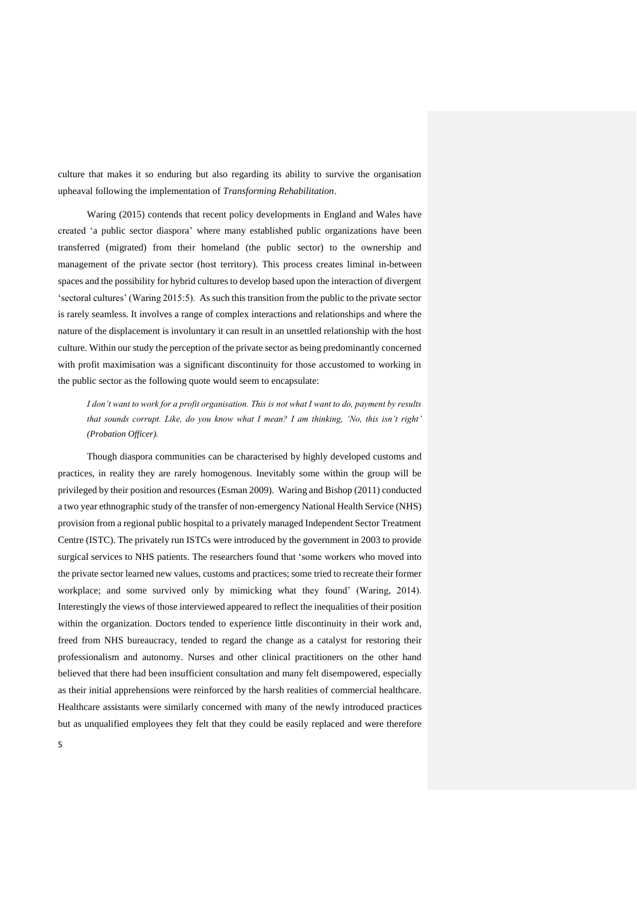culture that makes it so enduring but also regarding its ability to survive the organisation upheaval following the implementation of *Transforming Rehabilitation*.

Waring (2015) contends that recent policy developments in England and Wales have created 'a public sector diaspora' where many established public organizations have been transferred (migrated) from their homeland (the public sector) to the ownership and management of the private sector (host territory). This process creates liminal in-between spaces and the possibility for hybrid cultures to develop based upon the interaction of divergent 'sectoral cultures' (Waring 2015:5). As such this transition from the public to the private sector is rarely seamless. It involves a range of complex interactions and relationships and where the nature of the displacement is involuntary it can result in an unsettled relationship with the host culture. Within our study the perception of the private sector as being predominantly concerned with profit maximisation was a significant discontinuity for those accustomed to working in the public sector as the following quote would seem to encapsulate:

> *I don't want to work for a profit organisation. This is not what I want to do, payment by results that sounds corrupt. Like, do you know what I mean? I am thinking, 'No, this isn't right' (Probation Officer).*

Though diaspora communities can be characterised by highly developed customs and practices, in reality they are rarely homogenous. Inevitably some within the group will be privileged by their position and resources (Esman 2009). Waring and Bishop (2011) conducted a two year ethnographic study of the transfer of non-emergency National Health Service (NHS) provision from a regional public hospital to a privately managed Independent Sector Treatment Centre (ISTC). The privately run ISTCs were introduced by the government in 2003 to provide surgical services to NHS patients. The researchers found that 'some workers who moved into the private sector learned new values, customs and practices; some tried to recreate their former workplace; and some survived only by mimicking what they found' (Waring, 2014). Interestingly the views of those interviewed appeared to reflect the inequalities of their position within the organization. Doctors tended to experience little discontinuity in their work and, freed from NHS bureaucracy, tended to regard the change as a catalyst for restoring their professionalism and autonomy. Nurses and other clinical practitioners on the other hand believed that there had been insufficient consultation and many felt disempowered, especially as their initial apprehensions were reinforced by the harsh realities of commercial healthcare. Healthcare assistants were similarly concerned with many of the newly introduced practices but as unqualified employees they felt that they could be easily replaced and were therefore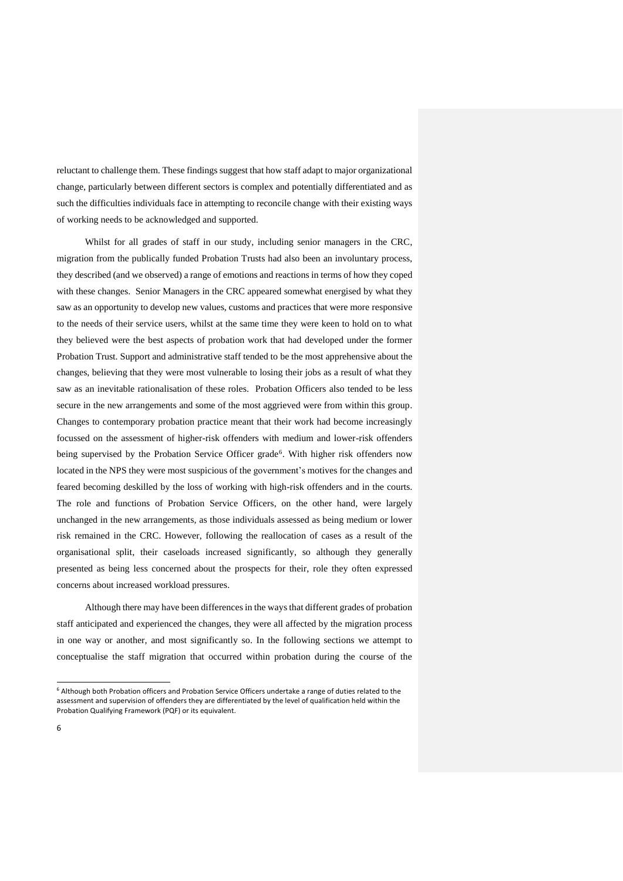reluctant to challenge them. These findings suggest that how staff adapt to major organizational change, particularly between different sectors is complex and potentially differentiated and as such the difficulties individuals face in attempting to reconcile change with their existing ways of working needs to be acknowledged and supported.

Whilst for all grades of staff in our study, including senior managers in the CRC, migration from the publically funded Probation Trusts had also been an involuntary process, they described (and we observed) a range of emotions and reactions in terms of how they coped with these changes. Senior Managers in the CRC appeared somewhat energised by what they saw as an opportunity to develop new values, customs and practices that were more responsive to the needs of their service users, whilst at the same time they were keen to hold on to what they believed were the best aspects of probation work that had developed under the former Probation Trust. Support and administrative staff tended to be the most apprehensive about the changes, believing that they were most vulnerable to losing their jobs as a result of what they saw as an inevitable rationalisation of these roles. Probation Officers also tended to be less secure in the new arrangements and some of the most aggrieved were from within this group. Changes to contemporary probation practice meant that their work had become increasingly focussed on the assessment of higher-risk offenders with medium and lower-risk offenders being supervised by the Probation Service Officer grade[6]. With higher risk offenders now located in the NPS they were most suspicious of the government's motives for the changes and feared becoming deskilled by the loss of working with high-risk offenders and in the courts. The role and functions of Probation Service Officers, on the other hand, were largely unchanged in the new arrangements, as those individuals assessed as being medium or lower risk remained in the CRC. However, following the reallocation of cases as a result of the organisational split, their caseloads increased significantly, so although they generally presented as being less concerned about the prospects for their, role they often expressed concerns about increased workload pressures.

Although there may have been differences in the ways that different grades of probation staff anticipated and experienced the changes, they were all affected by the migration process in one way or another, and most significantly so. In the following sections we attempt to conceptualise the staff migration that occurred within probation during the course of the

[6] Although both Probation officers and Probation Service Officers undertake a range of duties related to the assessment and supervision of offenders they are differentiated by the level of qualification held within the Probation Qualifying Framework (PQF) or its equivalent.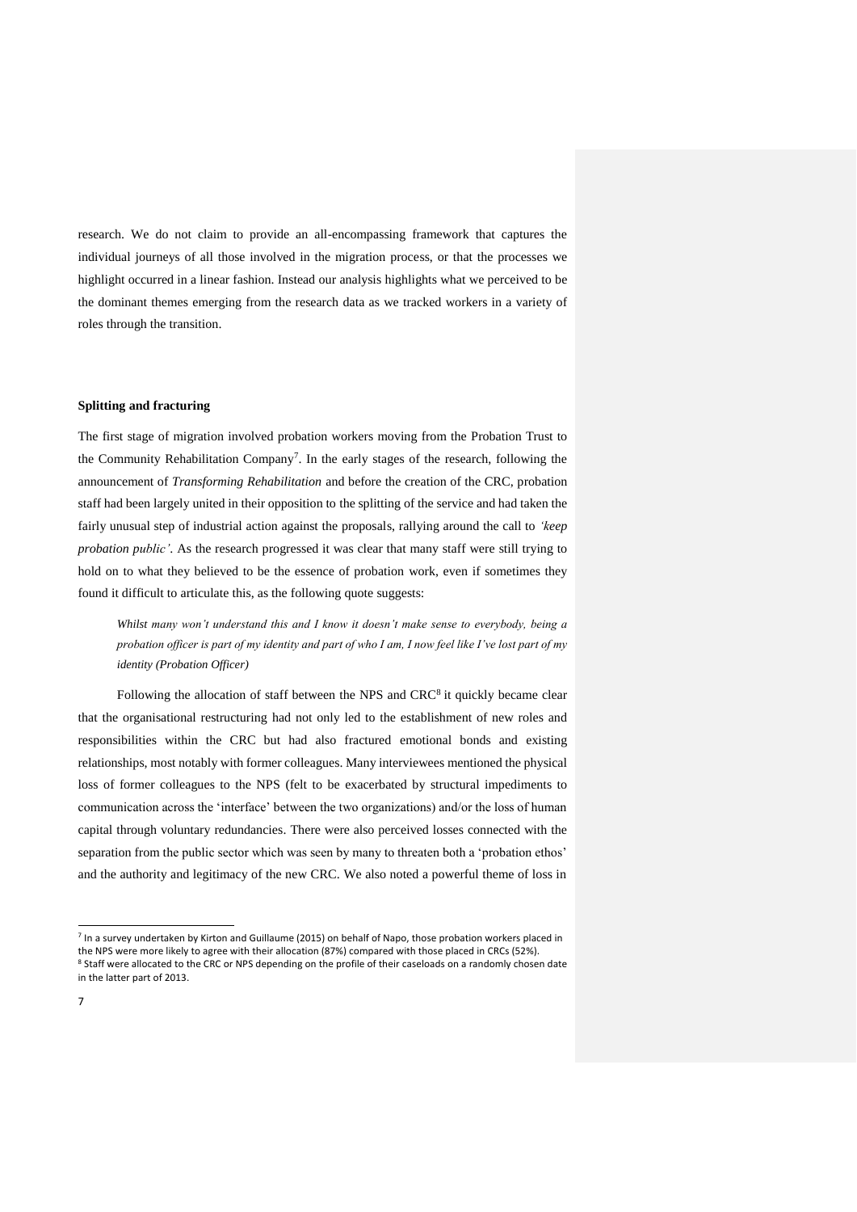research. We do not claim to provide an all-encompassing framework that captures the individual journeys of all those involved in the migration process, or that the processes we highlight occurred in a linear fashion. Instead our analysis highlights what we perceived to be the dominant themes emerging from the research data as we tracked workers in a variety of roles through the transition.

**Splitting and fracturing**

The first stage of migration involved probation workers moving from the Probation Trust to the Community Rehabilitation Company[7]. In the early stages of the research, following the announcement of *Transforming Rehabilitation* and before the creation of the CRC, probation staff had been largely united in their opposition to the splitting of the service and had taken the fairly unusual step of industrial action against the proposals, rallying around the call to *'keep probation public'*. As the research progressed it was clear that many staff were still trying to hold on to what they believed to be the essence of probation work, even if sometimes they found it difficult to articulate this, as the following quote suggests:

> *Whilst many won't understand this and I know it doesn't make sense to everybody, being a probation officer is part of my identity and part of who I am, I now feel like I've lost part of my identity (Probation Officer)*

Following the allocation of staff between the NPS and CRC[8] it quickly became clear that the organisational restructuring had not only led to the establishment of new roles and responsibilities within the CRC but had also fractured emotional bonds and existing relationships, most notably with former colleagues. Many interviewees mentioned the physical loss of former colleagues to the NPS (felt to be exacerbated by structural impediments to communication across the 'interface' between the two organizations) and/or the loss of human capital through voluntary redundancies. There were also perceived losses connected with the separation from the public sector which was seen by many to threaten both a 'probation ethos' and the authority and legitimacy of the new CRC. We also noted a powerful theme of loss in

[7] In a survey undertaken by Kirton and Guillaume (2015) on behalf of Napo, those probation workers placed in the NPS were more likely to agree with their allocation (87%) compared with those placed in CRCs (52%).

[8] Staff were allocated to the CRC or NPS depending on the profile of their caseloads on a randomly chosen date in the latter part of 2013.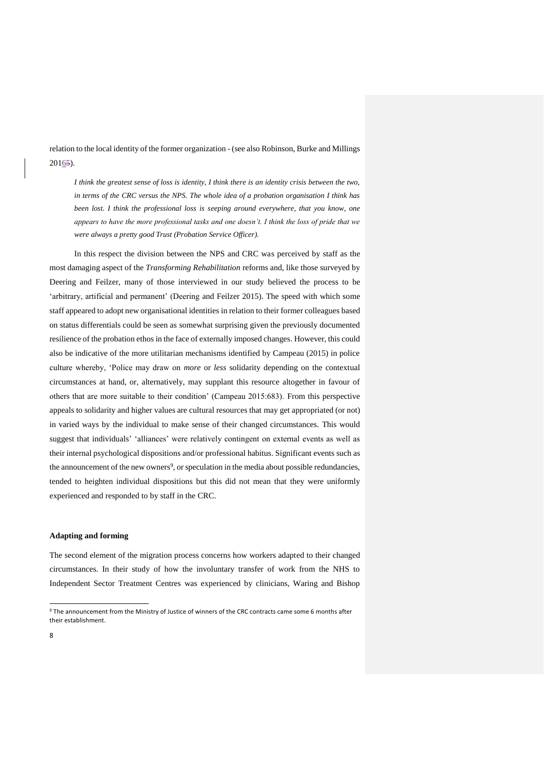relation to the local identity of the former organization - (see also Robinson, Burke and Millings 20165).

> *I think the greatest sense of loss is identity, I think there is an identity crisis between the two, in terms of the CRC versus the NPS. The whole idea of a probation organisation I think has been lost. I think the professional loss is seeping around everywhere, that you know, one appears to have the more professional tasks and one doesn't. I think the loss of pride that we were always a pretty good Trust (Probation Service Officer).*

In this respect the division between the NPS and CRC was perceived by staff as the most damaging aspect of the *Transforming Rehabilitation* reforms and, like those surveyed by Deering and Feilzer, many of those interviewed in our study believed the process to be 'arbitrary, artificial and permanent' (Deering and Feilzer 2015). The speed with which some staff appeared to adopt new organisational identities in relation to their former colleagues based on status differentials could be seen as somewhat surprising given the previously documented resilience of the probation ethos in the face of externally imposed changes. However, this could also be indicative of the more utilitarian mechanisms identified by Campeau (2015) in police culture whereby, 'Police may draw on *more* or *less* solidarity depending on the contextual circumstances at hand, or, alternatively, may supplant this resource altogether in favour of others that are more suitable to their condition' (Campeau 2015:683). From this perspective appeals to solidarity and higher values are cultural resources that may get appropriated (or not) in varied ways by the individual to make sense of their changed circumstances. This would suggest that individuals' 'alliances' were relatively contingent on external events as well as their internal psychological dispositions and/or professional habitus. Significant events such as the announcement of the new owners[9], or speculation in the media about possible redundancies, tended to heighten individual dispositions but this did not mean that they were uniformly experienced and responded to by staff in the CRC.

**Adapting and forming**

The second element of the migration process concerns how workers adapted to their changed circumstances. In their study of how the involuntary transfer of work from the NHS to Independent Sector Treatment Centres was experienced by clinicians, Waring and Bishop

[9] The announcement from the Ministry of Justice of winners of the CRC contracts came some 6 months after their establishment.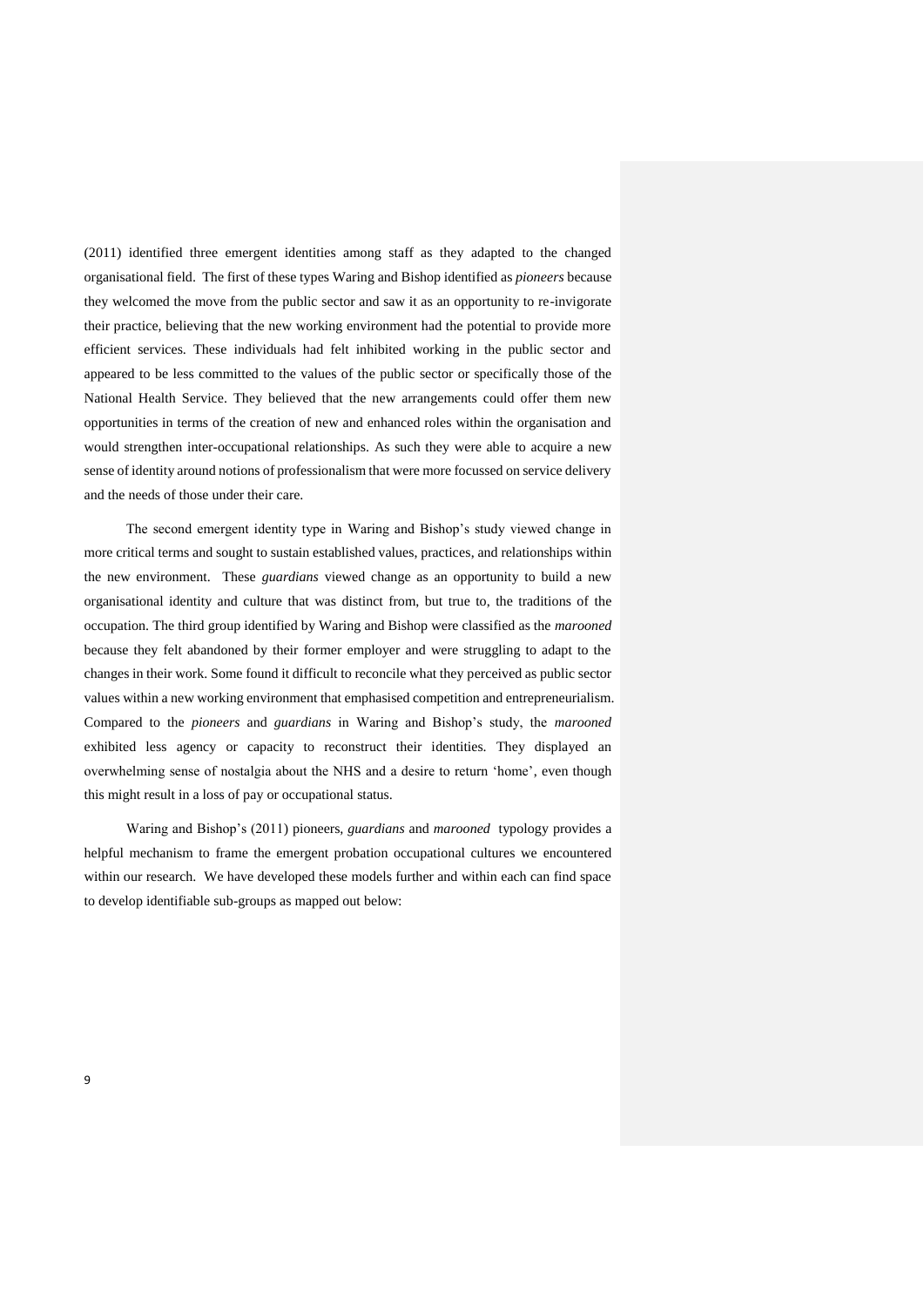(2011) identified three emergent identities among staff as they adapted to the changed organisational field. The first of these types Waring and Bishop identified as *pioneers* because they welcomed the move from the public sector and saw it as an opportunity to re-invigorate their practice, believing that the new working environment had the potential to provide more efficient services. These individuals had felt inhibited working in the public sector and appeared to be less committed to the values of the public sector or specifically those of the National Health Service. They believed that the new arrangements could offer them new opportunities in terms of the creation of new and enhanced roles within the organisation and would strengthen inter-occupational relationships. As such they were able to acquire a new sense of identity around notions of professionalism that were more focussed on service delivery and the needs of those under their care.

The second emergent identity type in Waring and Bishop's study viewed change in more critical terms and sought to sustain established values, practices, and relationships within the new environment. These *guardians* viewed change as an opportunity to build a new organisational identity and culture that was distinct from, but true to, the traditions of the occupation. The third group identified by Waring and Bishop were classified as the *marooned* because they felt abandoned by their former employer and were struggling to adapt to the changes in their work. Some found it difficult to reconcile what they perceived as public sector values within a new working environment that emphasised competition and entrepreneurialism. Compared to the *pioneers* and *guardians* in Waring and Bishop's study, the *marooned* exhibited less agency or capacity to reconstruct their identities. They displayed an overwhelming sense of nostalgia about the NHS and a desire to return 'home', even though this might result in a loss of pay or occupational status.

Waring and Bishop's (2011) pioneers, *guardians* and *marooned* typology provides a helpful mechanism to frame the emergent probation occupational cultures we encountered within our research. We have developed these models further and within each can find space to develop identifiable sub-groups as mapped out below: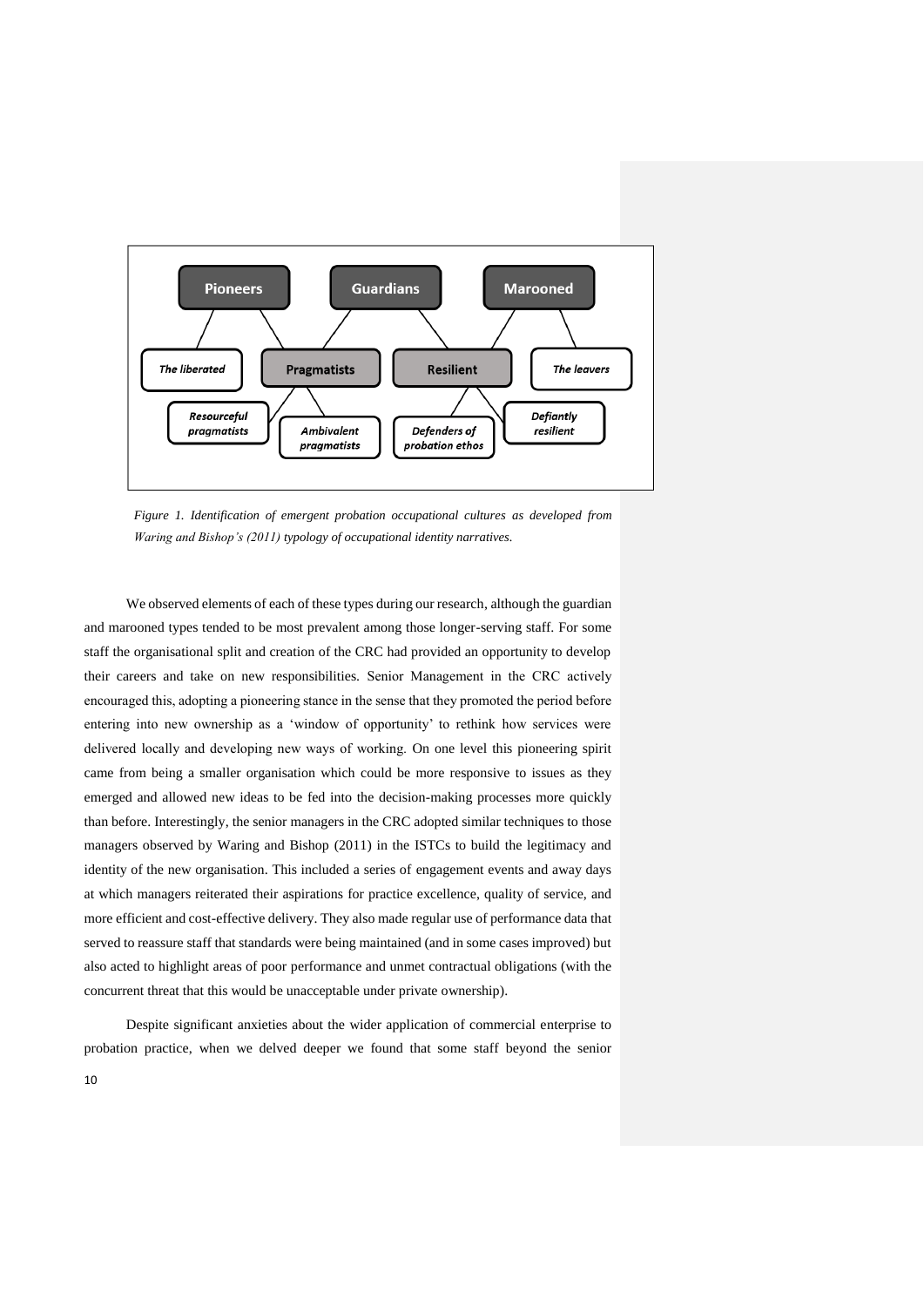Pioneers | Guardians | Marooned

*The liberated* | Pragmatists | Resilient | *The leavers*

*Resourceful pragmatists* | *Ambivalent pragmatists* | *Defenders of probation ethos* | *Defiantly resilient*

*Figure 1. Identification of emergent probation occupational cultures as developed from Waring and Bishop's (2011) typology of occupational identity narratives.*

We observed elements of each of these types during our research, although the guardian and marooned types tended to be most prevalent among those longer-serving staff. For some staff the organisational split and creation of the CRC had provided an opportunity to develop their careers and take on new responsibilities. Senior Management in the CRC actively encouraged this, adopting a pioneering stance in the sense that they promoted the period before entering into new ownership as a 'window of opportunity' to rethink how services were delivered locally and developing new ways of working. On one level this pioneering spirit came from being a smaller organisation which could be more responsive to issues as they emerged and allowed new ideas to be fed into the decision-making processes more quickly than before. Interestingly, the senior managers in the CRC adopted similar techniques to those managers observed by Waring and Bishop (2011) in the ISTCs to build the legitimacy and identity of the new organisation. This included a series of engagement events and away days at which managers reiterated their aspirations for practice excellence, quality of service, and more efficient and cost-effective delivery. They also made regular use of performance data that served to reassure staff that standards were being maintained (and in some cases improved) but also acted to highlight areas of poor performance and unmet contractual obligations (with the concurrent threat that this would be unacceptable under private ownership).

Despite significant anxieties about the wider application of commercial enterprise to probation practice, when we delved deeper we found that some staff beyond the senior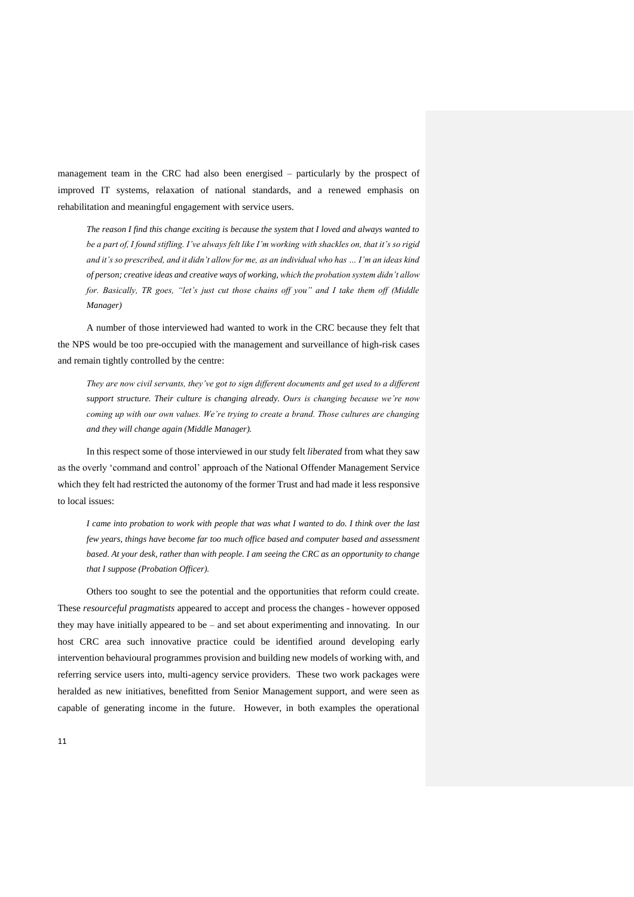management team in the CRC had also been energised – particularly by the prospect of improved IT systems, relaxation of national standards, and a renewed emphasis on rehabilitation and meaningful engagement with service users.

> *The reason I find this change exciting is because the system that I loved and always wanted to be a part of, I found stifling. I've always felt like I'm working with shackles on, that it's so rigid and it's so prescribed, and it didn't allow for me, as an individual who has … I'm an ideas kind of person; creative ideas and creative ways of working, which the probation system didn't allow for. Basically, TR goes, "let's just cut those chains off you" and I take them off (Middle Manager)*

A number of those interviewed had wanted to work in the CRC because they felt that the NPS would be too pre-occupied with the management and surveillance of high-risk cases and remain tightly controlled by the centre:

> *They are now civil servants, they've got to sign different documents and get used to a different support structure. Their culture is changing already. Ours is changing because we're now coming up with our own values. We're trying to create a brand. Those cultures are changing and they will change again (Middle Manager).*

In this respect some of those interviewed in our study felt *liberated* from what they saw as the overly 'command and control' approach of the National Offender Management Service which they felt had restricted the autonomy of the former Trust and had made it less responsive to local issues:

> *I came into probation to work with people that was what I wanted to do. I think over the last few years, things have become far too much office based and computer based and assessment based. At your desk, rather than with people. I am seeing the CRC as an opportunity to change that I suppose (Probation Officer).*

Others too sought to see the potential and the opportunities that reform could create. These *resourceful pragmatists* appeared to accept and process the changes - however opposed they may have initially appeared to be – and set about experimenting and innovating. In our host CRC area such innovative practice could be identified around developing early intervention behavioural programmes provision and building new models of working with, and referring service users into, multi-agency service providers. These two work packages were heralded as new initiatives, benefitted from Senior Management support, and were seen as capable of generating income in the future. However, in both examples the operational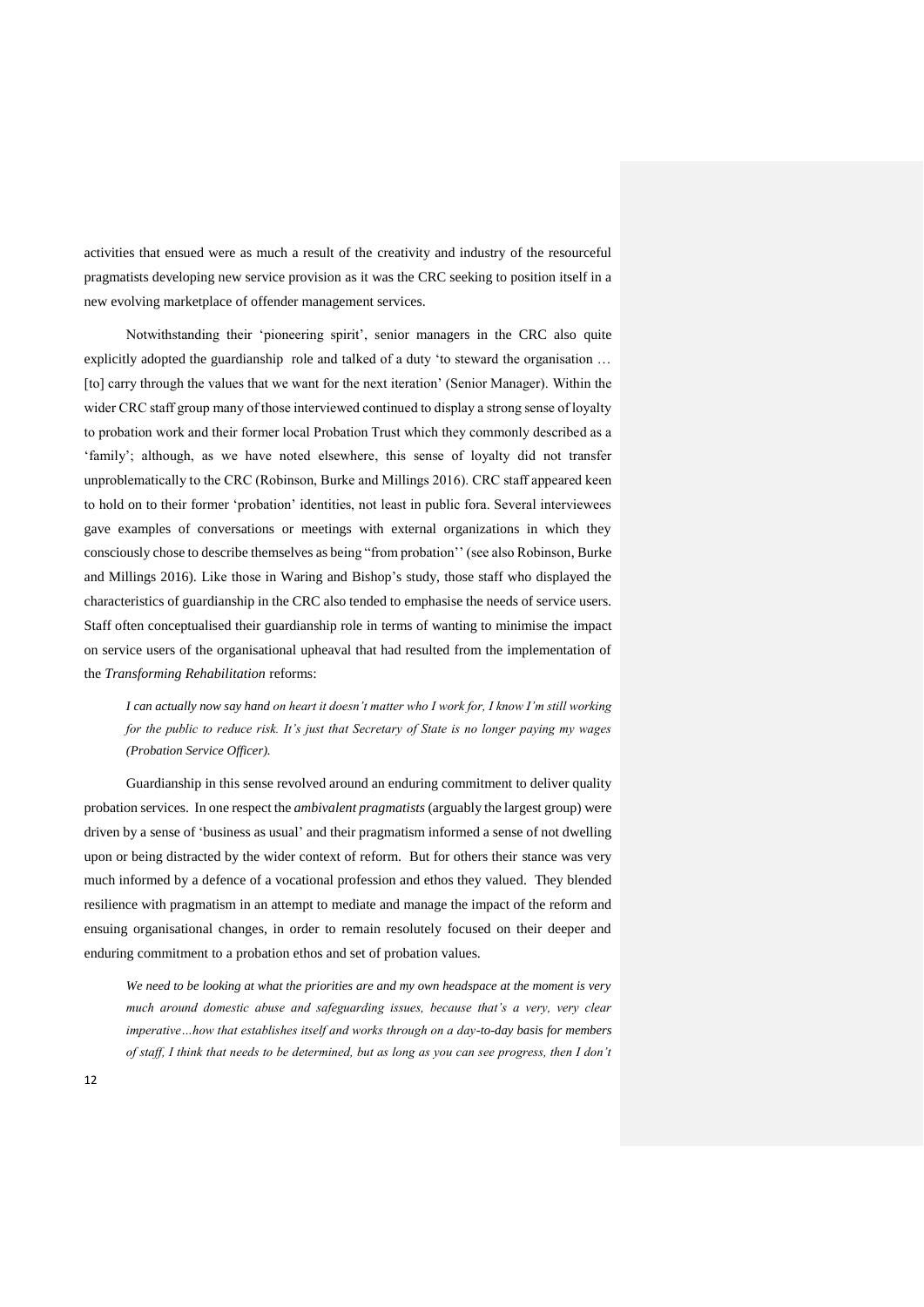activities that ensued were as much a result of the creativity and industry of the resourceful pragmatists developing new service provision as it was the CRC seeking to position itself in a new evolving marketplace of offender management services.

Notwithstanding their 'pioneering spirit', senior managers in the CRC also quite explicitly adopted the guardianship role and talked of a duty 'to steward the organisation … [to] carry through the values that we want for the next iteration' (Senior Manager). Within the wider CRC staff group many of those interviewed continued to display a strong sense of loyalty to probation work and their former local Probation Trust which they commonly described as a 'family'; although, as we have noted elsewhere, this sense of loyalty did not transfer unproblematically to the CRC (Robinson, Burke and Millings 2016). CRC staff appeared keen to hold on to their former 'probation' identities, not least in public fora. Several interviewees gave examples of conversations or meetings with external organizations in which they consciously chose to describe themselves as being "from probation'' (see also Robinson, Burke and Millings 2016). Like those in Waring and Bishop's study, those staff who displayed the characteristics of guardianship in the CRC also tended to emphasise the needs of service users. Staff often conceptualised their guardianship role in terms of wanting to minimise the impact on service users of the organisational upheaval that had resulted from the implementation of the *Transforming Rehabilitation* reforms:

> *I can actually now say hand on heart it doesn't matter who I work for, I know I'm still working for the public to reduce risk. It's just that Secretary of State is no longer paying my wages (Probation Service Officer).*

Guardianship in this sense revolved around an enduring commitment to deliver quality probation services. In one respect the *ambivalent pragmatists* (arguably the largest group) were driven by a sense of 'business as usual' and their pragmatism informed a sense of not dwelling upon or being distracted by the wider context of reform. But for others their stance was very much informed by a defence of a vocational profession and ethos they valued. They blended resilience with pragmatism in an attempt to mediate and manage the impact of the reform and ensuing organisational changes, in order to remain resolutely focused on their deeper and enduring commitment to a probation ethos and set of probation values.

> *We need to be looking at what the priorities are and my own headspace at the moment is very much around domestic abuse and safeguarding issues, because that's a very, very clear imperative…how that establishes itself and works through on a day-to-day basis for members of staff, I think that needs to be determined, but as long as you can see progress, then I don't*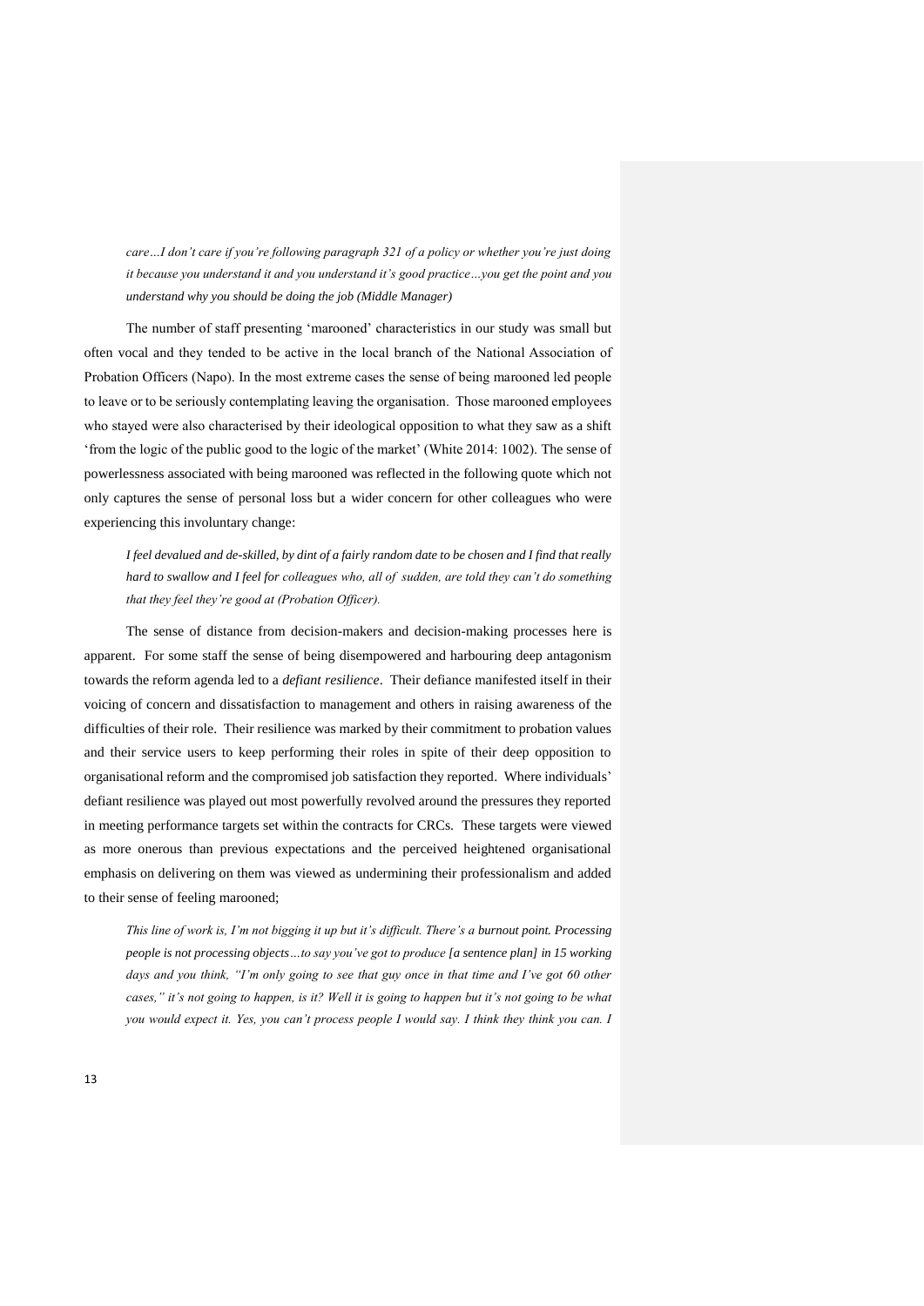*care…I don't care if you're following paragraph 321 of a policy or whether you're just doing it because you understand it and you understand it's good practice…you get the point and you understand why you should be doing the job (Middle Manager)*

The number of staff presenting 'marooned' characteristics in our study was small but often vocal and they tended to be active in the local branch of the National Association of Probation Officers (Napo). In the most extreme cases the sense of being marooned led people to leave or to be seriously contemplating leaving the organisation. Those marooned employees who stayed were also characterised by their ideological opposition to what they saw as a shift 'from the logic of the public good to the logic of the market' (White 2014: 1002). The sense of powerlessness associated with being marooned was reflected in the following quote which not only captures the sense of personal loss but a wider concern for other colleagues who were experiencing this involuntary change:

*I feel devalued and de-skilled, by dint of a fairly random date to be chosen and I find that really hard to swallow and I feel for colleagues who, all of sudden, are told they can't do something that they feel they're good at (Probation Officer).*

The sense of distance from decision-makers and decision-making processes here is apparent. For some staff the sense of being disempowered and harbouring deep antagonism towards the reform agenda led to a *defiant resilience*. Their defiance manifested itself in their voicing of concern and dissatisfaction to management and others in raising awareness of the difficulties of their role. Their resilience was marked by their commitment to probation values and their service users to keep performing their roles in spite of their deep opposition to organisational reform and the compromised job satisfaction they reported. Where individuals' defiant resilience was played out most powerfully revolved around the pressures they reported in meeting performance targets set within the contracts for CRCs. These targets were viewed as more onerous than previous expectations and the perceived heightened organisational emphasis on delivering on them was viewed as undermining their professionalism and added to their sense of feeling marooned;

*This line of work is, I'm not bigging it up but it's difficult. There's a burnout point. Processing people is not processing objects…to say you've got to produce [a sentence plan] in 15 working days and you think, "I'm only going to see that guy once in that time and I've got 60 other cases," it's not going to happen, is it? Well it is going to happen but it's not going to be what you would expect it. Yes, you can't process people I would say. I think they think you can. I*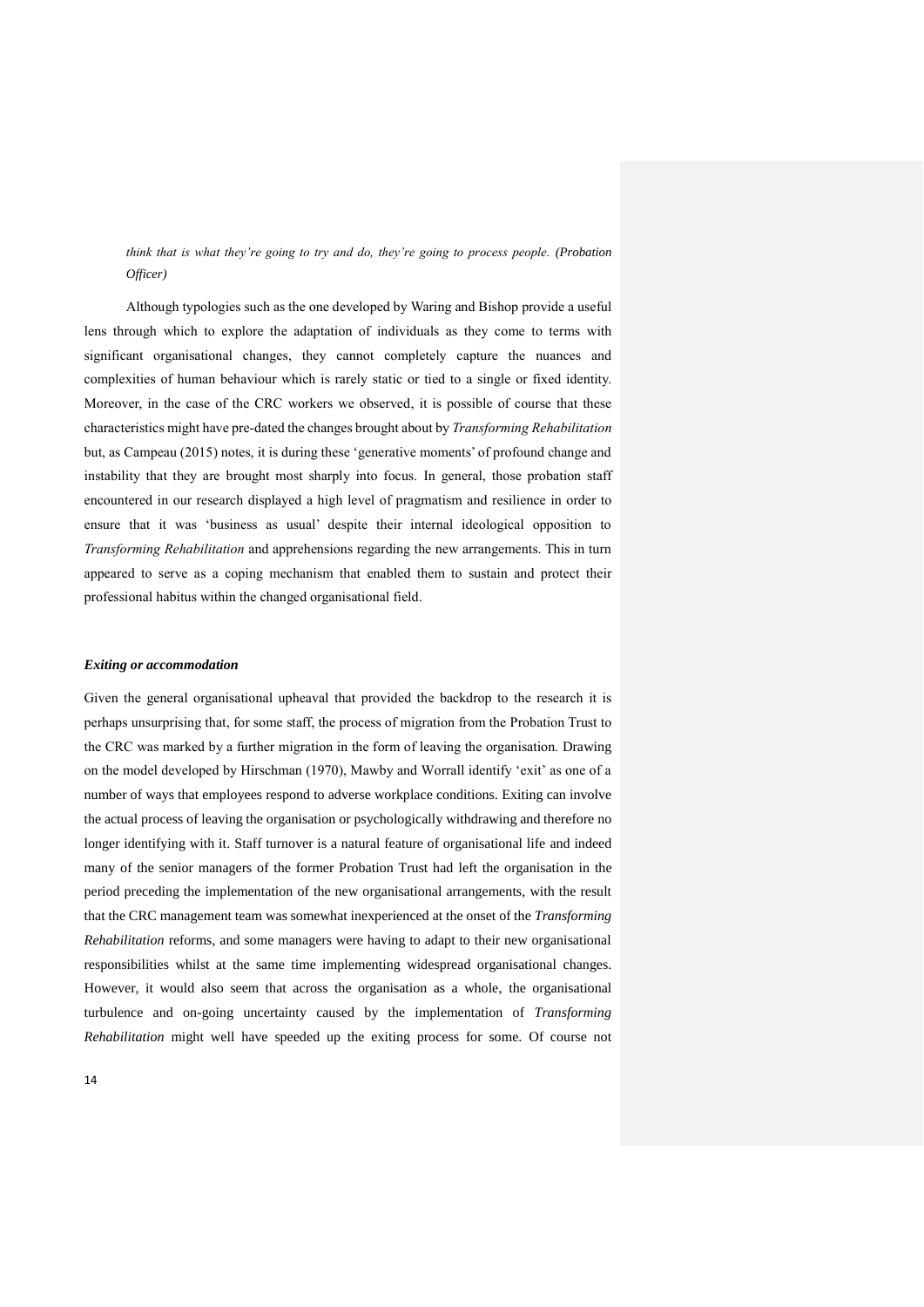*think that is what they're going to try and do, they're going to process people. (Probation Officer)*

Although typologies such as the one developed by Waring and Bishop provide a useful lens through which to explore the adaptation of individuals as they come to terms with significant organisational changes, they cannot completely capture the nuances and complexities of human behaviour which is rarely static or tied to a single or fixed identity. Moreover, in the case of the CRC workers we observed, it is possible of course that these characteristics might have pre-dated the changes brought about by *Transforming Rehabilitation* but, as Campeau (2015) notes, it is during these 'generative moments' of profound change and instability that they are brought most sharply into focus. In general, those probation staff encountered in our research displayed a high level of pragmatism and resilience in order to ensure that it was 'business as usual' despite their internal ideological opposition to *Transforming Rehabilitation* and apprehensions regarding the new arrangements. This in turn appeared to serve as a coping mechanism that enabled them to sustain and protect their professional habitus within the changed organisational field.

### *Exiting or accommodation*

Given the general organisational upheaval that provided the backdrop to the research it is perhaps unsurprising that, for some staff, the process of migration from the Probation Trust to the CRC was marked by a further migration in the form of leaving the organisation. Drawing on the model developed by Hirschman (1970), Mawby and Worrall identify 'exit' as one of a number of ways that employees respond to adverse workplace conditions. Exiting can involve the actual process of leaving the organisation or psychologically withdrawing and therefore no longer identifying with it. Staff turnover is a natural feature of organisational life and indeed many of the senior managers of the former Probation Trust had left the organisation in the period preceding the implementation of the new organisational arrangements, with the result that the CRC management team was somewhat inexperienced at the onset of the *Transforming Rehabilitation* reforms, and some managers were having to adapt to their new organisational responsibilities whilst at the same time implementing widespread organisational changes. However, it would also seem that across the organisation as a whole, the organisational turbulence and on-going uncertainty caused by the implementation of *Transforming Rehabilitation* might well have speeded up the exiting process for some. Of course not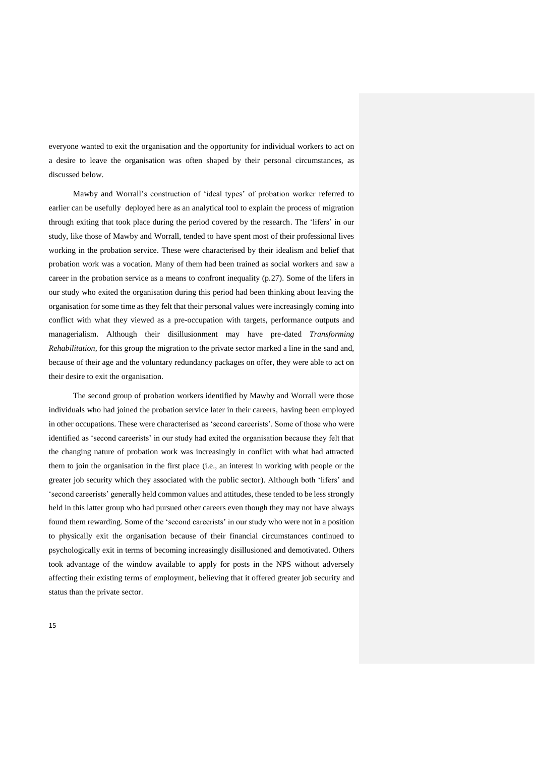everyone wanted to exit the organisation and the opportunity for individual workers to act on a desire to leave the organisation was often shaped by their personal circumstances, as discussed below.

Mawby and Worrall's construction of 'ideal types' of probation worker referred to earlier can be usefully deployed here as an analytical tool to explain the process of migration through exiting that took place during the period covered by the research. The 'lifers' in our study, like those of Mawby and Worrall, tended to have spent most of their professional lives working in the probation service. These were characterised by their idealism and belief that probation work was a vocation. Many of them had been trained as social workers and saw a career in the probation service as a means to confront inequality (p.27). Some of the lifers in our study who exited the organisation during this period had been thinking about leaving the organisation for some time as they felt that their personal values were increasingly coming into conflict with what they viewed as a pre-occupation with targets, performance outputs and managerialism. Although their disillusionment may have pre-dated *Transforming Rehabilitation,* for this group the migration to the private sector marked a line in the sand and, because of their age and the voluntary redundancy packages on offer, they were able to act on their desire to exit the organisation.

The second group of probation workers identified by Mawby and Worrall were those individuals who had joined the probation service later in their careers, having been employed in other occupations. These were characterised as 'second careerists'. Some of those who were identified as 'second careerists' in our study had exited the organisation because they felt that the changing nature of probation work was increasingly in conflict with what had attracted them to join the organisation in the first place (i.e., an interest in working with people or the greater job security which they associated with the public sector). Although both 'lifers' and 'second careerists' generally held common values and attitudes, these tended to be less strongly held in this latter group who had pursued other careers even though they may not have always found them rewarding. Some of the 'second careerists' in our study who were not in a position to physically exit the organisation because of their financial circumstances continued to psychologically exit in terms of becoming increasingly disillusioned and demotivated. Others took advantage of the window available to apply for posts in the NPS without adversely affecting their existing terms of employment, believing that it offered greater job security and status than the private sector.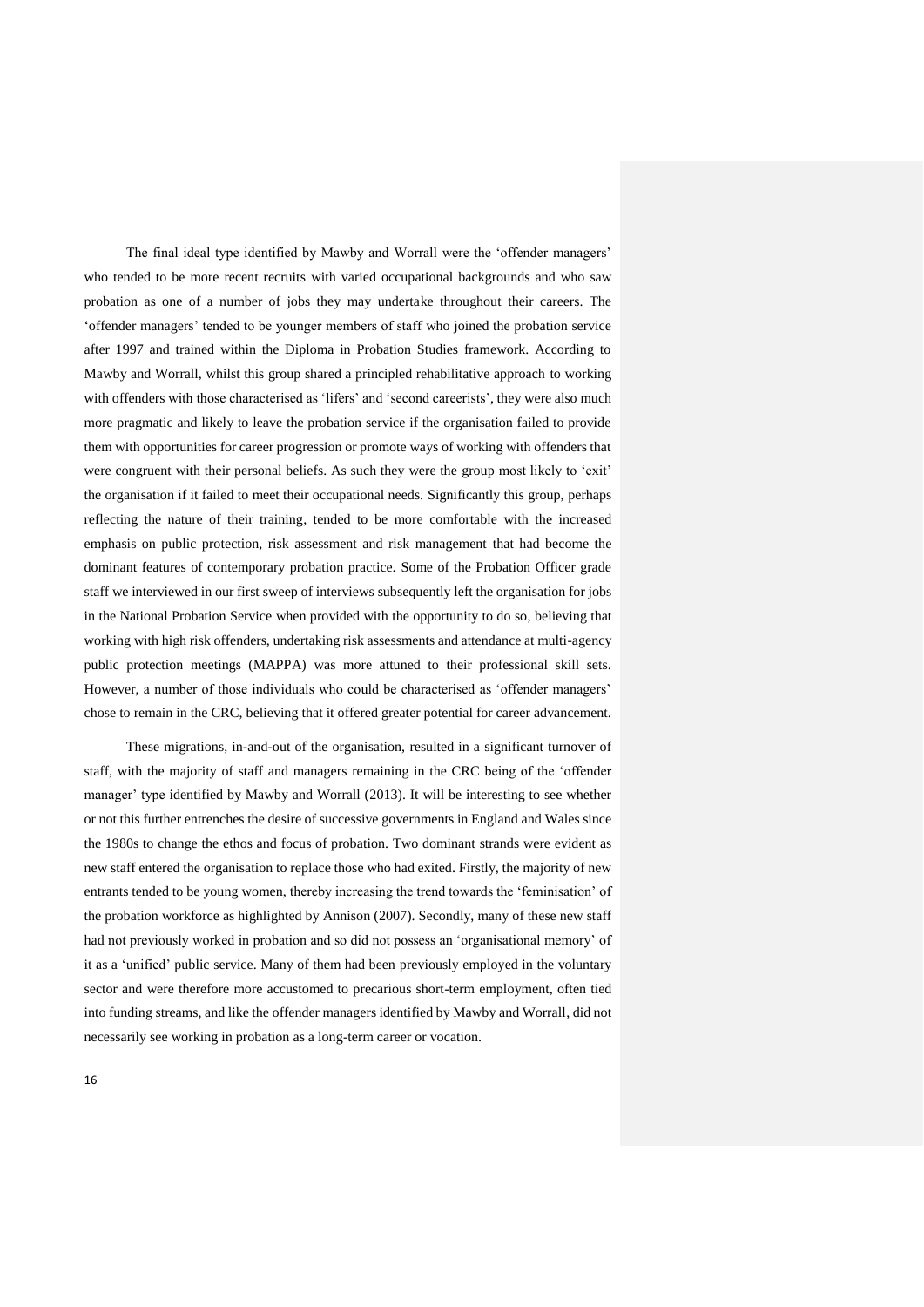The final ideal type identified by Mawby and Worrall were the 'offender managers' who tended to be more recent recruits with varied occupational backgrounds and who saw probation as one of a number of jobs they may undertake throughout their careers. The 'offender managers' tended to be younger members of staff who joined the probation service after 1997 and trained within the Diploma in Probation Studies framework. According to Mawby and Worrall, whilst this group shared a principled rehabilitative approach to working with offenders with those characterised as 'lifers' and 'second careerists', they were also much more pragmatic and likely to leave the probation service if the organisation failed to provide them with opportunities for career progression or promote ways of working with offenders that were congruent with their personal beliefs. As such they were the group most likely to 'exit' the organisation if it failed to meet their occupational needs. Significantly this group, perhaps reflecting the nature of their training, tended to be more comfortable with the increased emphasis on public protection, risk assessment and risk management that had become the dominant features of contemporary probation practice. Some of the Probation Officer grade staff we interviewed in our first sweep of interviews subsequently left the organisation for jobs in the National Probation Service when provided with the opportunity to do so, believing that working with high risk offenders, undertaking risk assessments and attendance at multi-agency public protection meetings (MAPPA) was more attuned to their professional skill sets. However, a number of those individuals who could be characterised as 'offender managers' chose to remain in the CRC, believing that it offered greater potential for career advancement.

These migrations, in-and-out of the organisation, resulted in a significant turnover of staff, with the majority of staff and managers remaining in the CRC being of the 'offender manager' type identified by Mawby and Worrall (2013). It will be interesting to see whether or not this further entrenches the desire of successive governments in England and Wales since the 1980s to change the ethos and focus of probation. Two dominant strands were evident as new staff entered the organisation to replace those who had exited. Firstly, the majority of new entrants tended to be young women, thereby increasing the trend towards the 'feminisation' of the probation workforce as highlighted by Annison (2007). Secondly, many of these new staff had not previously worked in probation and so did not possess an 'organisational memory' of it as a 'unified' public service. Many of them had been previously employed in the voluntary sector and were therefore more accustomed to precarious short-term employment, often tied into funding streams, and like the offender managers identified by Mawby and Worrall, did not necessarily see working in probation as a long-term career or vocation.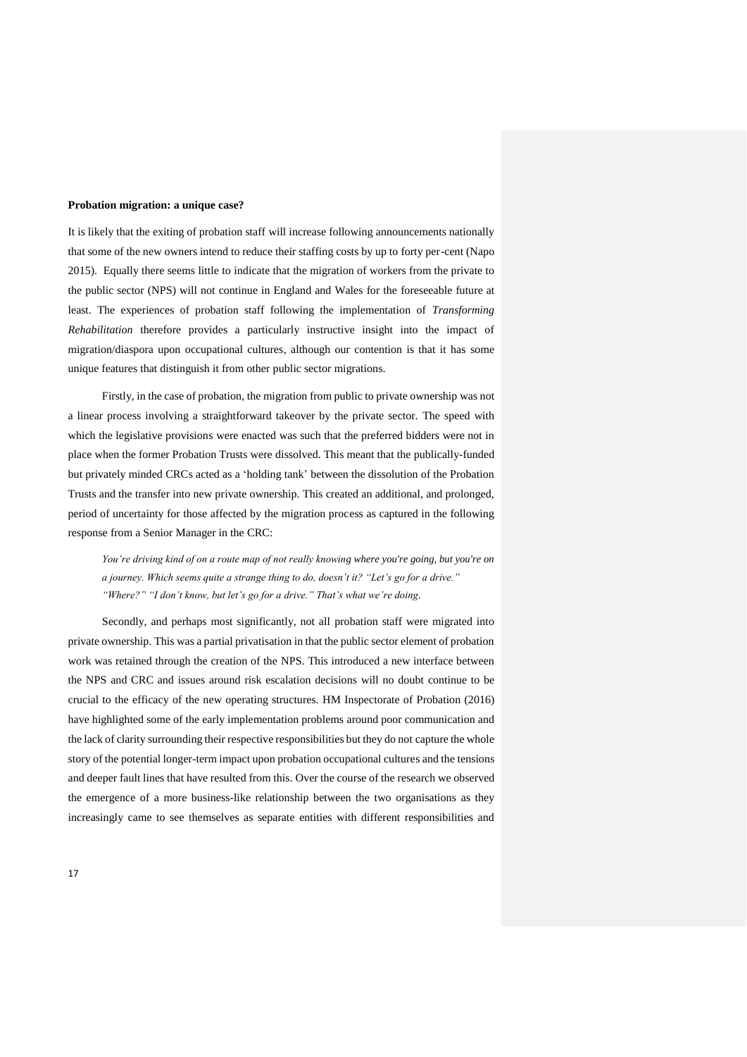**Probation migration: a unique case?**

It is likely that the exiting of probation staff will increase following announcements nationally that some of the new owners intend to reduce their staffing costs by up to forty per-cent (Napo 2015). Equally there seems little to indicate that the migration of workers from the private to the public sector (NPS) will not continue in England and Wales for the foreseeable future at least. The experiences of probation staff following the implementation of *Transforming Rehabilitation* therefore provides a particularly instructive insight into the impact of migration/diaspora upon occupational cultures, although our contention is that it has some unique features that distinguish it from other public sector migrations.

Firstly, in the case of probation, the migration from public to private ownership was not a linear process involving a straightforward takeover by the private sector. The speed with which the legislative provisions were enacted was such that the preferred bidders were not in place when the former Probation Trusts were dissolved. This meant that the publically-funded but privately minded CRCs acted as a 'holding tank' between the dissolution of the Probation Trusts and the transfer into new private ownership. This created an additional, and prolonged, period of uncertainty for those affected by the migration process as captured in the following response from a Senior Manager in the CRC:

> *You're driving kind of on a route map of not really knowing where you're going, but you're on a journey. Which seems quite a strange thing to do, doesn't it? "Let's go for a drive." "Where?" "I don't know, but let's go for a drive." That's what we're doing.*

Secondly, and perhaps most significantly, not all probation staff were migrated into private ownership. This was a partial privatisation in that the public sector element of probation work was retained through the creation of the NPS. This introduced a new interface between the NPS and CRC and issues around risk escalation decisions will no doubt continue to be crucial to the efficacy of the new operating structures. HM Inspectorate of Probation (2016) have highlighted some of the early implementation problems around poor communication and the lack of clarity surrounding their respective responsibilities but they do not capture the whole story of the potential longer-term impact upon probation occupational cultures and the tensions and deeper fault lines that have resulted from this. Over the course of the research we observed the emergence of a more business-like relationship between the two organisations as they increasingly came to see themselves as separate entities with different responsibilities and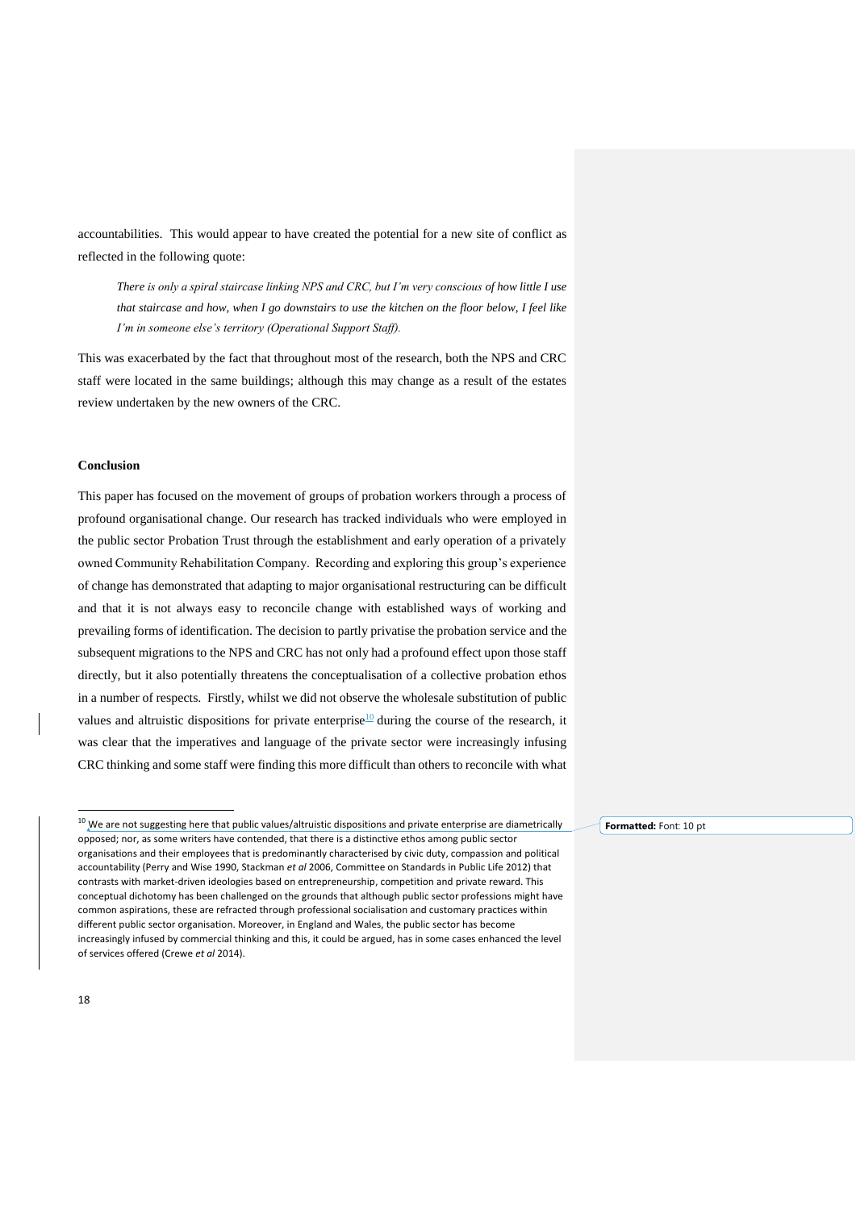accountabilities. This would appear to have created the potential for a new site of conflict as reflected in the following quote:

> *There is only a spiral staircase linking NPS and CRC, but I'm very conscious of how little I use that staircase and how, when I go downstairs to use the kitchen on the floor below, I feel like I'm in someone else's territory (Operational Support Staff).*

This was exacerbated by the fact that throughout most of the research, both the NPS and CRC staff were located in the same buildings; although this may change as a result of the estates review undertaken by the new owners of the CRC.

## Conclusion

This paper has focused on the movement of groups of probation workers through a process of profound organisational change. Our research has tracked individuals who were employed in the public sector Probation Trust through the establishment and early operation of a privately owned Community Rehabilitation Company. Recording and exploring this group's experience of change has demonstrated that adapting to major organisational restructuring can be difficult and that it is not always easy to reconcile change with established ways of working and prevailing forms of identification. The decision to partly privatise the probation service and the subsequent migrations to the NPS and CRC has not only had a profound effect upon those staff directly, but it also potentially threatens the conceptualisation of a collective probation ethos in a number of respects. Firstly, whilst we did not observe the wholesale substitution of public values and altruistic dispositions for private enterprise[10] during the course of the research, it was clear that the imperatives and language of the private sector were increasingly infusing CRC thinking and some staff were finding this more difficult than others to reconcile with what

---

[10] We are not suggesting here that public values/altruistic dispositions and private enterprise are diametrically opposed; nor, as some writers have contended, that there is a distinctive ethos among public sector organisations and their employees that is predominantly characterised by civic duty, compassion and political accountability (Perry and Wise 1990, Stackman *et al* 2006, Committee on Standards in Public Life 2012) that contrasts with market-driven ideologies based on entrepreneurship, competition and private reward. This conceptual dichotomy has been challenged on the grounds that although public sector professions might have common aspirations, these are refracted through professional socialisation and customary practices within different public sector organisation. Moreover, in England and Wales, the public sector has become increasingly infused by commercial thinking and this, it could be argued, has in some cases enhanced the level of services offered (Crewe *et al* 2014).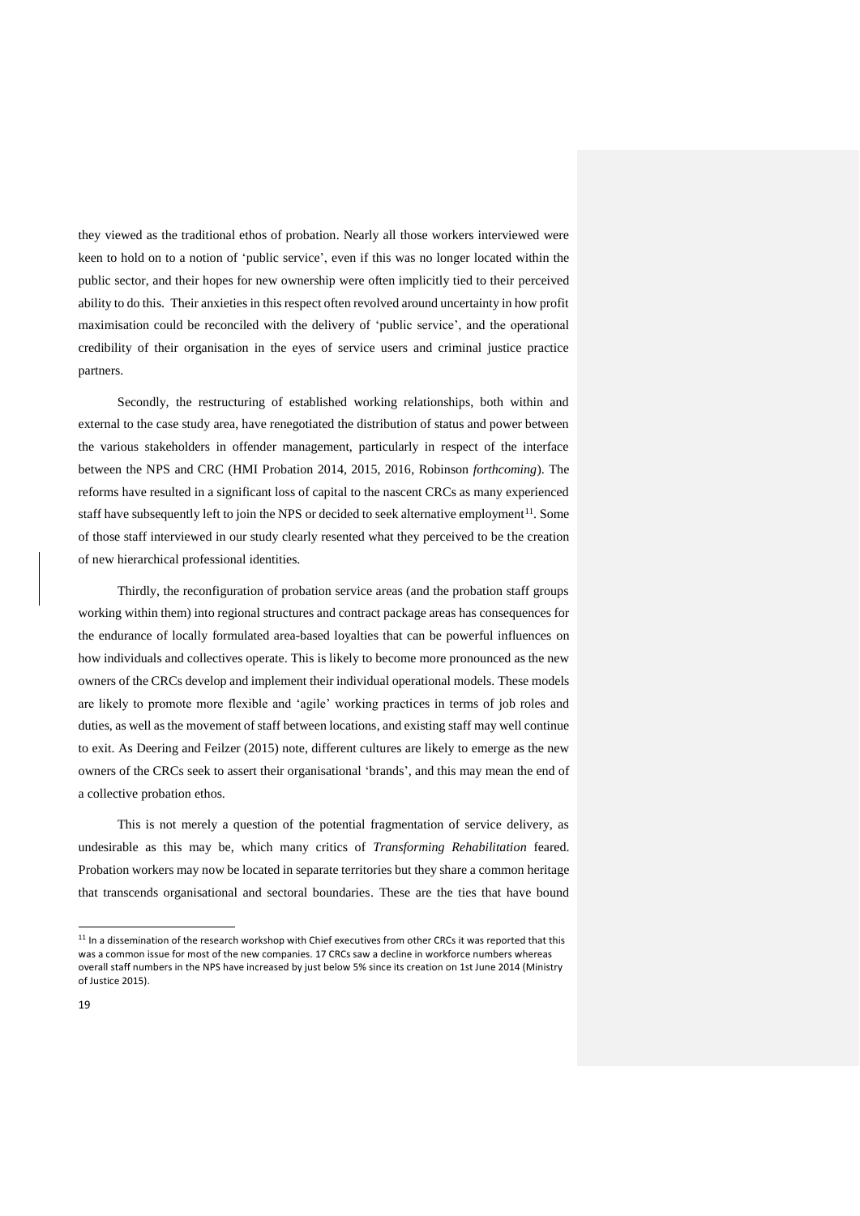they viewed as the traditional ethos of probation. Nearly all those workers interviewed were keen to hold on to a notion of 'public service', even if this was no longer located within the public sector, and their hopes for new ownership were often implicitly tied to their perceived ability to do this. Their anxieties in this respect often revolved around uncertainty in how profit maximisation could be reconciled with the delivery of 'public service', and the operational credibility of their organisation in the eyes of service users and criminal justice practice partners.

Secondly, the restructuring of established working relationships, both within and external to the case study area, have renegotiated the distribution of status and power between the various stakeholders in offender management, particularly in respect of the interface between the NPS and CRC (HMI Probation 2014, 2015, 2016, Robinson *forthcoming*). The reforms have resulted in a significant loss of capital to the nascent CRCs as many experienced staff have subsequently left to join the NPS or decided to seek alternative employment[11]. Some of those staff interviewed in our study clearly resented what they perceived to be the creation of new hierarchical professional identities.

Thirdly, the reconfiguration of probation service areas (and the probation staff groups working within them) into regional structures and contract package areas has consequences for the endurance of locally formulated area-based loyalties that can be powerful influences on how individuals and collectives operate. This is likely to become more pronounced as the new owners of the CRCs develop and implement their individual operational models. These models are likely to promote more flexible and 'agile' working practices in terms of job roles and duties, as well as the movement of staff between locations, and existing staff may well continue to exit. As Deering and Feilzer (2015) note, different cultures are likely to emerge as the new owners of the CRCs seek to assert their organisational 'brands', and this may mean the end of a collective probation ethos.

This is not merely a question of the potential fragmentation of service delivery, as undesirable as this may be, which many critics of *Transforming Rehabilitation* feared. Probation workers may now be located in separate territories but they share a common heritage that transcends organisational and sectoral boundaries. These are the ties that have bound

[11] In a dissemination of the research workshop with Chief executives from other CRCs it was reported that this was a common issue for most of the new companies. 17 CRCs saw a decline in workforce numbers whereas overall staff numbers in the NPS have increased by just below 5% since its creation on 1st June 2014 (Ministry of Justice 2015).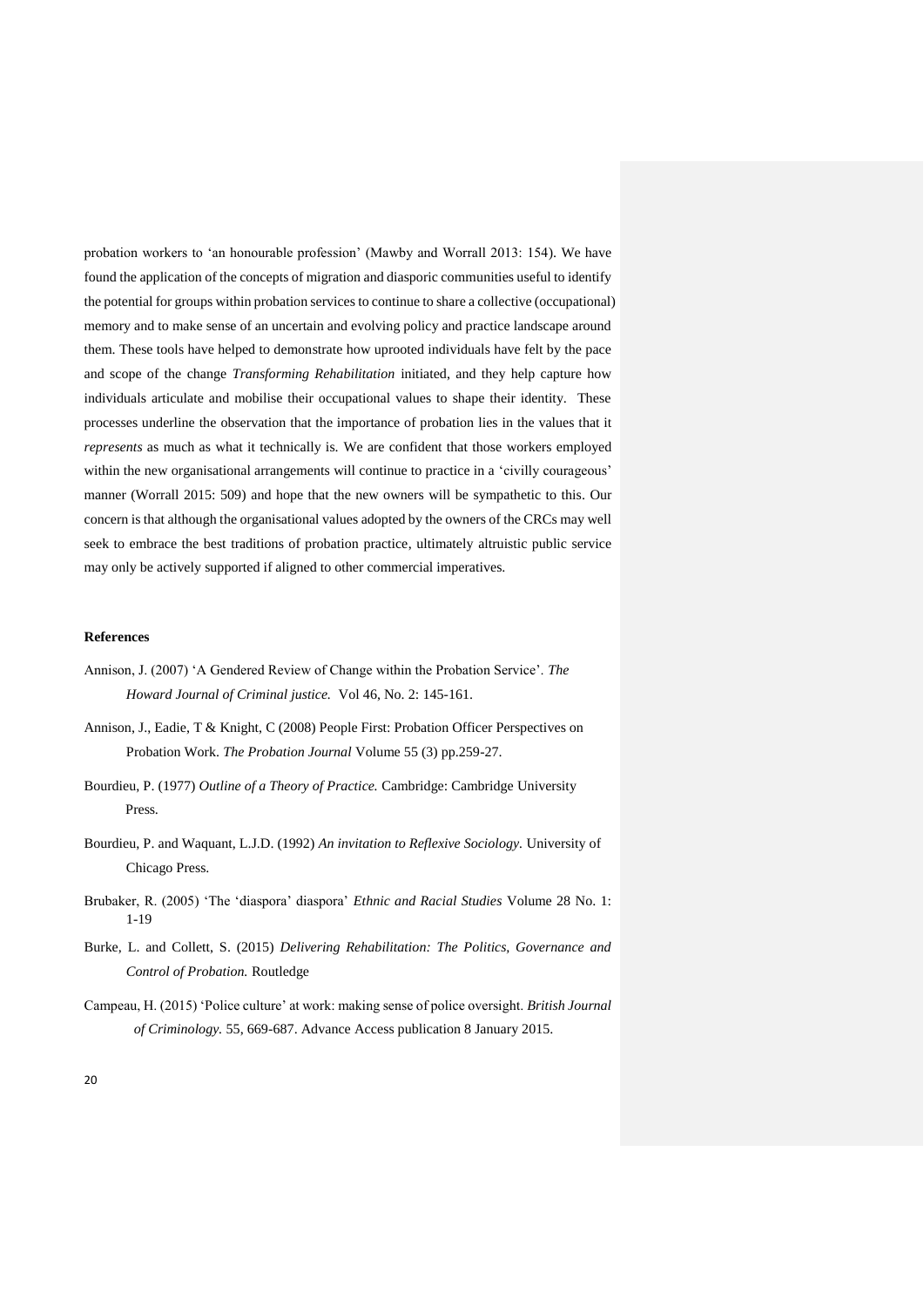probation workers to 'an honourable profession' (Mawby and Worrall 2013: 154). We have found the application of the concepts of migration and diasporic communities useful to identify the potential for groups within probation services to continue to share a collective (occupational) memory and to make sense of an uncertain and evolving policy and practice landscape around them. These tools have helped to demonstrate how uprooted individuals have felt by the pace and scope of the change *Transforming Rehabilitation* initiated, and they help capture how individuals articulate and mobilise their occupational values to shape their identity. These processes underline the observation that the importance of probation lies in the values that it *represents* as much as what it technically is. We are confident that those workers employed within the new organisational arrangements will continue to practice in a 'civilly courageous' manner (Worrall 2015: 509) and hope that the new owners will be sympathetic to this. Our concern is that although the organisational values adopted by the owners of the CRCs may well seek to embrace the best traditions of probation practice, ultimately altruistic public service may only be actively supported if aligned to other commercial imperatives.

**References**

Annison, J. (2007) 'A Gendered Review of Change within the Probation Service'. *The Howard Journal of Criminal justice.* Vol 46, No. 2: 145-161.

Annison, J., Eadie, T & Knight, C (2008) People First: Probation Officer Perspectives on Probation Work. *The Probation Journal* Volume 55 (3) pp.259-27.

Bourdieu, P. (1977) *Outline of a Theory of Practice.* Cambridge: Cambridge University Press.

Bourdieu, P. and Waquant, L.J.D. (1992) *An invitation to Reflexive Sociology.* University of Chicago Press.

Brubaker, R. (2005) 'The 'diaspora' diaspora' *Ethnic and Racial Studies* Volume 28 No. 1: 1-19

Burke, L. and Collett, S. (2015) *Delivering Rehabilitation: The Politics, Governance and Control of Probation.* Routledge

Campeau, H. (2015) 'Police culture' at work: making sense of police oversight. *British Journal of Criminology.* 55, 669-687. Advance Access publication 8 January 2015.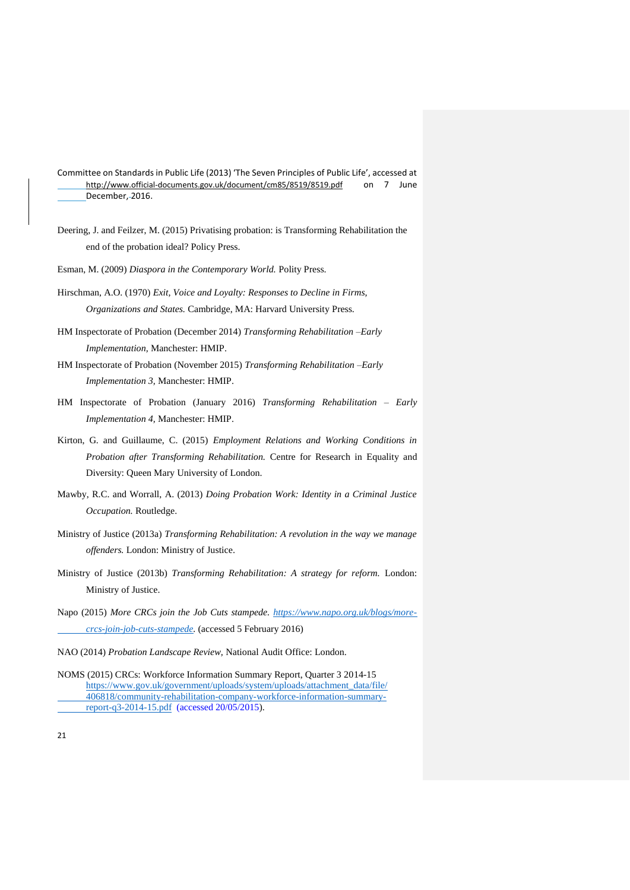Committee on Standards in Public Life (2013) 'The Seven Principles of Public Life', accessed at http://www.official-documents.gov.uk/document/cm85/8519/8519.pdf on 7 June December, 2016.

Deering, J. and Feilzer, M. (2015) Privatising probation: is Transforming Rehabilitation the end of the probation ideal? Policy Press.

Esman, M. (2009) *Diaspora in the Contemporary World.* Polity Press.

Hirschman, A.O. (1970) *Exit, Voice and Loyalty: Responses to Decline in Firms, Organizations and States.* Cambridge, MA: Harvard University Press.

HM Inspectorate of Probation (December 2014) *Transforming Rehabilitation –Early Implementation,* Manchester: HMIP.

HM Inspectorate of Probation (November 2015) *Transforming Rehabilitation –Early Implementation 3,* Manchester: HMIP.

HM Inspectorate of Probation (January 2016) *Transforming Rehabilitation – Early Implementation 4,* Manchester: HMIP.

Kirton, G. and Guillaume, C. (2015) *Employment Relations and Working Conditions in Probation after Transforming Rehabilitation.* Centre for Research in Equality and Diversity: Queen Mary University of London.

Mawby, R.C. and Worrall, A. (2013) *Doing Probation Work: Identity in a Criminal Justice Occupation.* Routledge.

Ministry of Justice (2013a) *Transforming Rehabilitation: A revolution in the way we manage offenders.* London: Ministry of Justice.

Ministry of Justice (2013b) *Transforming Rehabilitation: A strategy for reform.* London: Ministry of Justice.

Napo (2015) *More CRCs join the Job Cuts stampede.* *https://www.napo.org.uk/blogs/more-crcs-join-job-cuts-stampede.* (accessed 5 February 2016)

NAO (2014) *Probation Landscape Review,* National Audit Office: London.

NOMS (2015) CRCs: Workforce Information Summary Report, Quarter 3 2014-15 https://www.gov.uk/government/uploads/system/uploads/attachment_data/file/406818/community-rehabilitation-company-workforce-information-summary-report-q3-2014-15.pdf (accessed 20/05/2015).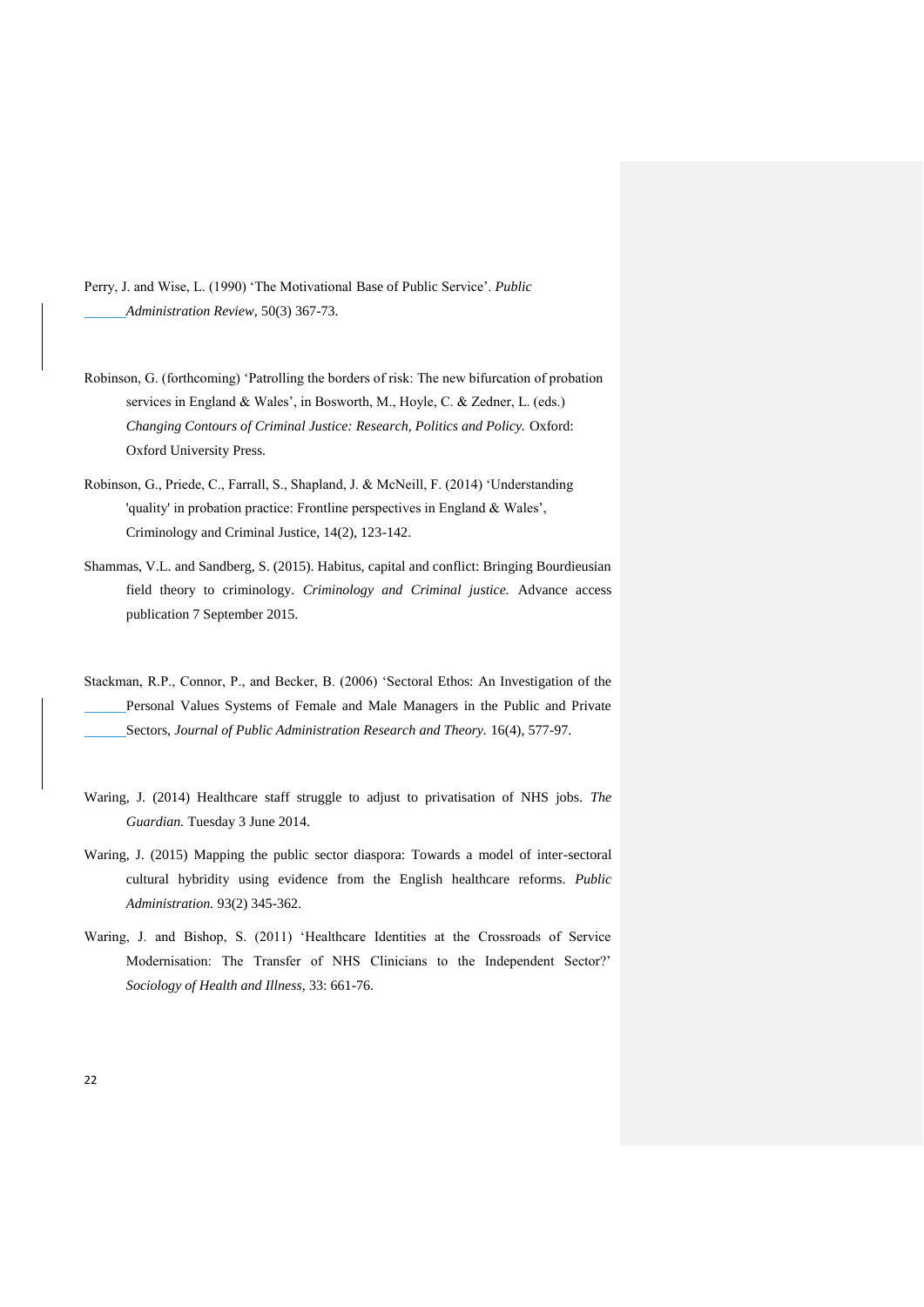Perry, J. and Wise, L. (1990) 'The Motivational Base of Public Service'. *Public Administration Review,* 50(3) 367-73.

Robinson, G. (forthcoming) 'Patrolling the borders of risk: The new bifurcation of probation services in England & Wales', in Bosworth, M., Hoyle, C. & Zedner, L. (eds.) *Changing Contours of Criminal Justice: Research, Politics and Policy.* Oxford: Oxford University Press.

Robinson, G., Priede, C., Farrall, S., Shapland, J. & McNeill, F. (2014) 'Understanding 'quality' in probation practice: Frontline perspectives in England & Wales', Criminology and Criminal Justice, 14(2), 123-142.

Shammas, V.L. and Sandberg, S. (2015). Habitus, capital and conflict: Bringing Bourdieusian field theory to criminology. *Criminology and Criminal justice.* Advance access publication 7 September 2015.

Stackman, R.P., Connor, P., and Becker, B. (2006) 'Sectoral Ethos: An Investigation of the Personal Values Systems of Female and Male Managers in the Public and Private Sectors, *Journal of Public Administration Research and Theory.* 16(4), 577-97.

Waring, J. (2014) Healthcare staff struggle to adjust to privatisation of NHS jobs. *The Guardian.* Tuesday 3 June 2014.

Waring, J. (2015) Mapping the public sector diaspora: Towards a model of inter-sectoral cultural hybridity using evidence from the English healthcare reforms. *Public Administration.* 93(2) 345-362.

Waring, J. and Bishop, S. (2011) 'Healthcare Identities at the Crossroads of Service Modernisation: The Transfer of NHS Clinicians to the Independent Sector?' *Sociology of Health and Illness,* 33: 661-76.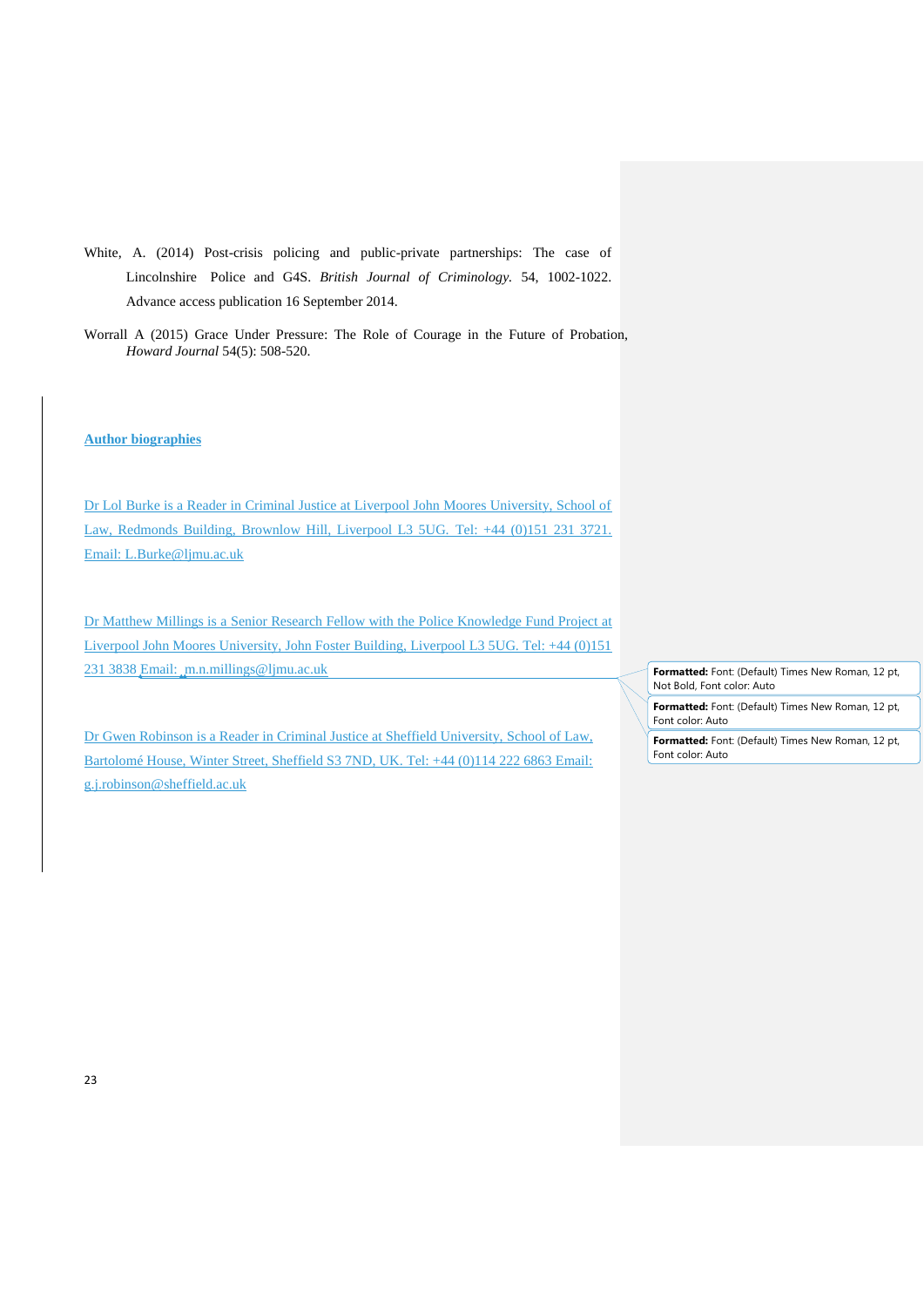White, A. (2014) Post-crisis policing and public-private partnerships: The case of Lincolnshire Police and G4S. *British Journal of Criminology.* 54, 1002-1022. Advance access publication 16 September 2014.

Worrall A (2015) Grace Under Pressure: The Role of Courage in the Future of Probation, *Howard Journal* 54(5): 508-520.

**Author biographies**

Dr Lol Burke is a Reader in Criminal Justice at Liverpool John Moores University, School of Law, Redmonds Building, Brownlow Hill, Liverpool L3 5UG. Tel: +44 (0)151 231 3721. Email: L.Burke@ljmu.ac.uk

Dr Matthew Millings is a Senior Research Fellow with the Police Knowledge Fund Project at Liverpool John Moores University, John Foster Building, Liverpool L3 5UG. Tel: +44 (0)151 231 3838 Email: m.n.millings@ljmu.ac.uk

Dr Gwen Robinson is a Reader in Criminal Justice at Sheffield University, School of Law, Bartolomé House, Winter Street, Sheffield S3 7ND, UK. Tel: +44 (0)114 222 6863 Email: g.j.robinson@sheffield.ac.uk